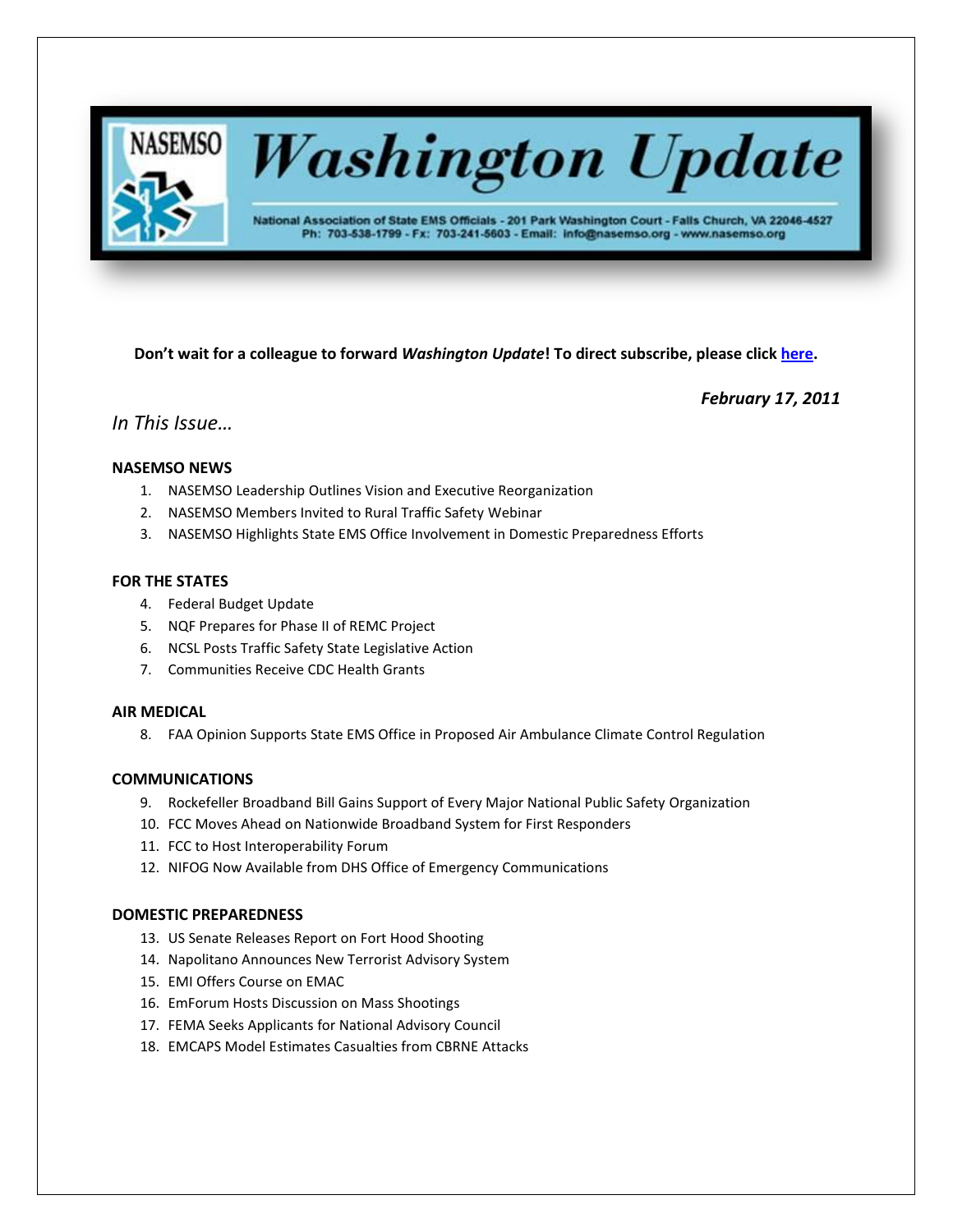# NASEMSO Washington Update

National Association of State EMS Officials - 201 Park Washington Court - Falls Church, VA 22046-4527
Ph: 703-538-1799 - Fx: 703-241-5603 - Email: info@nasemso.org - www.nasemso.org

**Don't wait for a colleague to forward *Washington Update*! To direct subscribe, please click here.**

***February 17, 2011***

## *In This Issue…*

### NASEMSO NEWS

1. NASEMSO Leadership Outlines Vision and Executive Reorganization
2. NASEMSO Members Invited to Rural Traffic Safety Webinar
3. NASEMSO Highlights State EMS Office Involvement in Domestic Preparedness Efforts

### FOR THE STATES

4. Federal Budget Update
5. NQF Prepares for Phase II of REMC Project
6. NCSL Posts Traffic Safety State Legislative Action
7. Communities Receive CDC Health Grants

### AIR MEDICAL

8. FAA Opinion Supports State EMS Office in Proposed Air Ambulance Climate Control Regulation

### COMMUNICATIONS

9. Rockefeller Broadband Bill Gains Support of Every Major National Public Safety Organization
10. FCC Moves Ahead on Nationwide Broadband System for First Responders
11. FCC to Host Interoperability Forum
12. NIFOG Now Available from DHS Office of Emergency Communications

### DOMESTIC PREPAREDNESS

13. US Senate Releases Report on Fort Hood Shooting
14. Napolitano Announces New Terrorist Advisory System
15. EMI Offers Course on EMAC
16. EmForum Hosts Discussion on Mass Shootings
17. FEMA Seeks Applicants for National Advisory Council
18. EMCAPS Model Estimates Casualties from CBRNE Attacks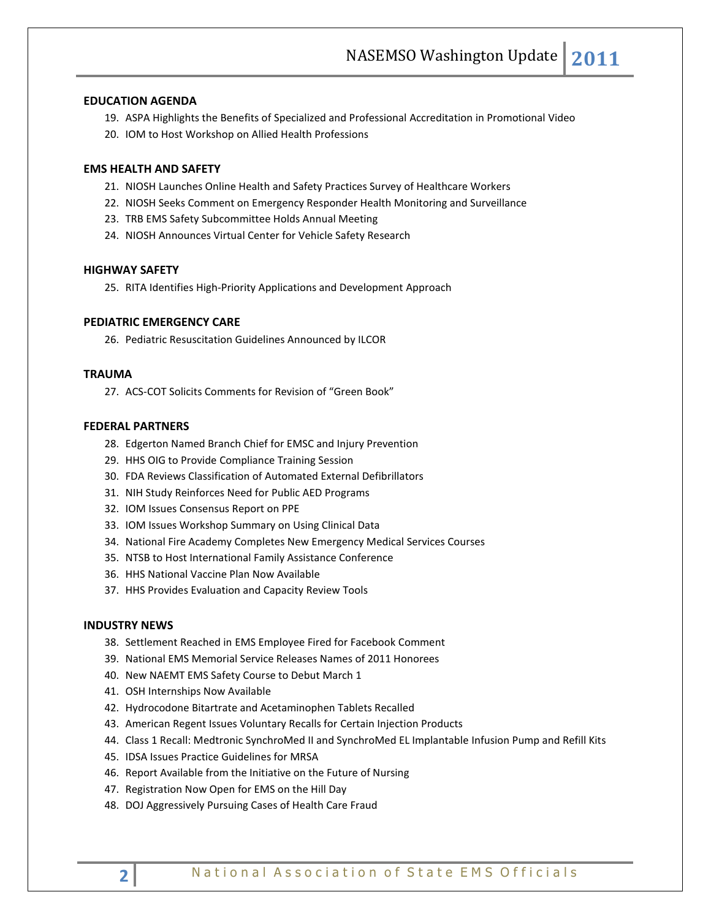**EDUCATION AGENDA**

19. ASPA Highlights the Benefits of Specialized and Professional Accreditation in Promotional Video
20. IOM to Host Workshop on Allied Health Professions

**EMS HEALTH AND SAFETY**

21. NIOSH Launches Online Health and Safety Practices Survey of Healthcare Workers
22. NIOSH Seeks Comment on Emergency Responder Health Monitoring and Surveillance
23. TRB EMS Safety Subcommittee Holds Annual Meeting
24. NIOSH Announces Virtual Center for Vehicle Safety Research

**HIGHWAY SAFETY**

25. RITA Identifies High-Priority Applications and Development Approach

**PEDIATRIC EMERGENCY CARE**

26. Pediatric Resuscitation Guidelines Announced by ILCOR

**TRAUMA**

27. ACS-COT Solicits Comments for Revision of "Green Book"

**FEDERAL PARTNERS**

28. Edgerton Named Branch Chief for EMSC and Injury Prevention
29. HHS OIG to Provide Compliance Training Session
30. FDA Reviews Classification of Automated External Defibrillators
31. NIH Study Reinforces Need for Public AED Programs
32. IOM Issues Consensus Report on PPE
33. IOM Issues Workshop Summary on Using Clinical Data
34. National Fire Academy Completes New Emergency Medical Services Courses
35. NTSB to Host International Family Assistance Conference
36. HHS National Vaccine Plan Now Available
37. HHS Provides Evaluation and Capacity Review Tools

**INDUSTRY NEWS**

38. Settlement Reached in EMS Employee Fired for Facebook Comment
39. National EMS Memorial Service Releases Names of 2011 Honorees
40. New NAEMT EMS Safety Course to Debut March 1
41. OSH Internships Now Available
42. Hydrocodone Bitartrate and Acetaminophen Tablets Recalled
43. American Regent Issues Voluntary Recalls for Certain Injection Products
44. Class 1 Recall: Medtronic SynchroMed II and SynchroMed EL Implantable Infusion Pump and Refill Kits
45. IDSA Issues Practice Guidelines for MRSA
46. Report Available from the Initiative on the Future of Nursing
47. Registration Now Open for EMS on the Hill Day
48. DOJ Aggressively Pursuing Cases of Health Care Fraud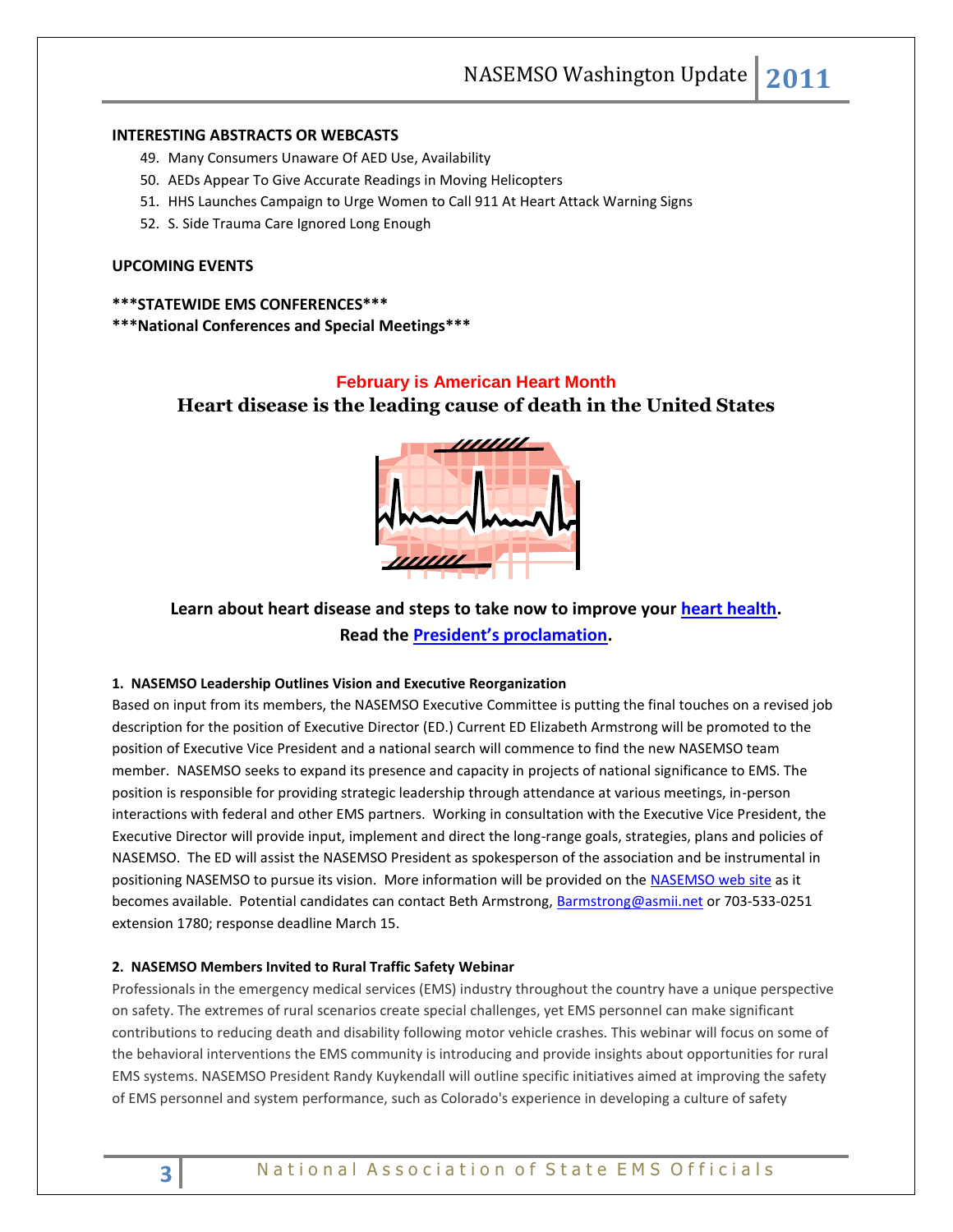**INTERESTING ABSTRACTS OR WEBCASTS**

49. Many Consumers Unaware Of AED Use, Availability
50. AEDs Appear To Give Accurate Readings in Moving Helicopters
51. HHS Launches Campaign to Urge Women to Call 911 At Heart Attack Warning Signs
52. S. Side Trauma Care Ignored Long Enough

**UPCOMING EVENTS**

**\*\*\*STATEWIDE EMS CONFERENCES\*\*\***

**\*\*\*National Conferences and Special Meetings\*\*\***

**February is American Heart Month**

**Heart disease is the leading cause of death in the United States**

**Learn about heart disease and steps to take now to improve your heart health.**

**Read the President's proclamation.**

**1. NASEMSO Leadership Outlines Vision and Executive Reorganization**

Based on input from its members, the NASEMSO Executive Committee is putting the final touches on a revised job description for the position of Executive Director (ED.) Current ED Elizabeth Armstrong will be promoted to the position of Executive Vice President and a national search will commence to find the new NASEMSO team member. NASEMSO seeks to expand its presence and capacity in projects of national significance to EMS. The position is responsible for providing strategic leadership through attendance at various meetings, in-person interactions with federal and other EMS partners. Working in consultation with the Executive Vice President, the Executive Director will provide input, implement and direct the long-range goals, strategies, plans and policies of NASEMSO. The ED will assist the NASEMSO President as spokesperson of the association and be instrumental in positioning NASEMSO to pursue its vision. More information will be provided on the NASEMSO web site as it becomes available. Potential candidates can contact Beth Armstrong, Barmstrong@asmii.net or 703-533-0251 extension 1780; response deadline March 15.

**2. NASEMSO Members Invited to Rural Traffic Safety Webinar**

Professionals in the emergency medical services (EMS) industry throughout the country have a unique perspective on safety. The extremes of rural scenarios create special challenges, yet EMS personnel can make significant contributions to reducing death and disability following motor vehicle crashes. This webinar will focus on some of the behavioral interventions the EMS community is introducing and provide insights about opportunities for rural EMS systems. NASEMSO President Randy Kuykendall will outline specific initiatives aimed at improving the safety of EMS personnel and system performance, such as Colorado's experience in developing a culture of safety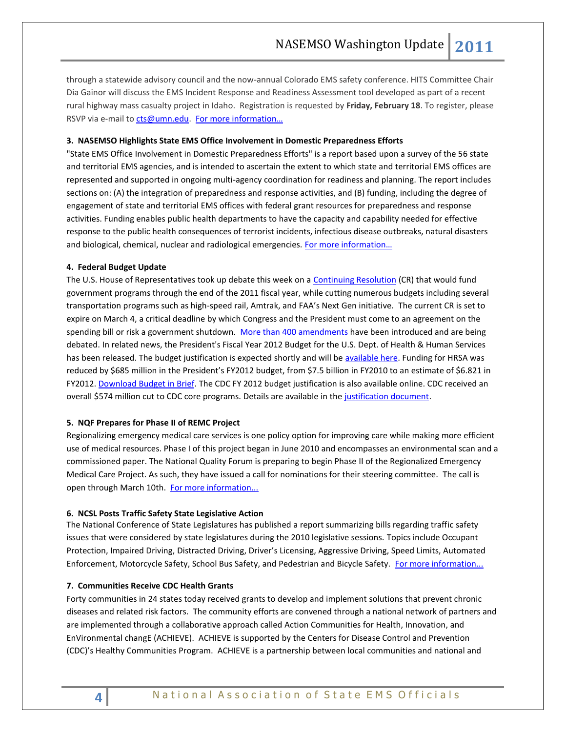through a statewide advisory council and the now-annual Colorado EMS safety conference. HITS Committee Chair Dia Gainor will discuss the EMS Incident Response and Readiness Assessment tool developed as part of a recent rural highway mass casualty project in Idaho. Registration is requested by **Friday, February 18**. To register, please RSVP via e-mail to cts@umn.edu. For more information…

**3. NASEMSO Highlights State EMS Office Involvement in Domestic Preparedness Efforts**

"State EMS Office Involvement in Domestic Preparedness Efforts" is a report based upon a survey of the 56 state and territorial EMS agencies, and is intended to ascertain the extent to which state and territorial EMS offices are represented and supported in ongoing multi-agency coordination for readiness and planning. The report includes sections on: (A) the integration of preparedness and response activities, and (B) funding, including the degree of engagement of state and territorial EMS offices with federal grant resources for preparedness and response activities. Funding enables public health departments to have the capacity and capability needed for effective response to the public health consequences of terrorist incidents, infectious disease outbreaks, natural disasters and biological, chemical, nuclear and radiological emergencies. For more information…

**4. Federal Budget Update**

The U.S. House of Representatives took up debate this week on a Continuing Resolution (CR) that would fund government programs through the end of the 2011 fiscal year, while cutting numerous budgets including several transportation programs such as high-speed rail, Amtrak, and FAA's Next Gen initiative. The current CR is set to expire on March 4, a critical deadline by which Congress and the President must come to an agreement on the spending bill or risk a government shutdown. More than 400 amendments have been introduced and are being debated. In related news, the President's Fiscal Year 2012 Budget for the U.S. Dept. of Health & Human Services has been released. The budget justification is expected shortly and will be available here. Funding for HRSA was reduced by $685 million in the President's FY2012 budget, from $7.5 billion in FY2010 to an estimate of $6.821 in FY2012. Download Budget in Brief. The CDC FY 2012 budget justification is also available online. CDC received an overall $574 million cut to CDC core programs. Details are available in the justification document.

**5. NQF Prepares for Phase II of REMC Project**

Regionalizing emergency medical care services is one policy option for improving care while making more efficient use of medical resources. Phase I of this project began in June 2010 and encompasses an environmental scan and a commissioned paper. The National Quality Forum is preparing to begin Phase II of the Regionalized Emergency Medical Care Project. As such, they have issued a call for nominations for their steering committee. The call is open through March 10th. For more information...

**6. NCSL Posts Traffic Safety State Legislative Action**

The National Conference of State Legislatures has published a report summarizing bills regarding traffic safety issues that were considered by state legislatures during the 2010 legislative sessions. Topics include Occupant Protection, Impaired Driving, Distracted Driving, Driver's Licensing, Aggressive Driving, Speed Limits, Automated Enforcement, Motorcycle Safety, School Bus Safety, and Pedestrian and Bicycle Safety. For more information...

**7. Communities Receive CDC Health Grants**

Forty communities in 24 states today received grants to develop and implement solutions that prevent chronic diseases and related risk factors. The community efforts are convened through a national network of partners and are implemented through a collaborative approach called Action Communities for Health, Innovation, and EnVironmental changE (ACHIEVE). ACHIEVE is supported by the Centers for Disease Control and Prevention (CDC)'s Healthy Communities Program. ACHIEVE is a partnership between local communities and national and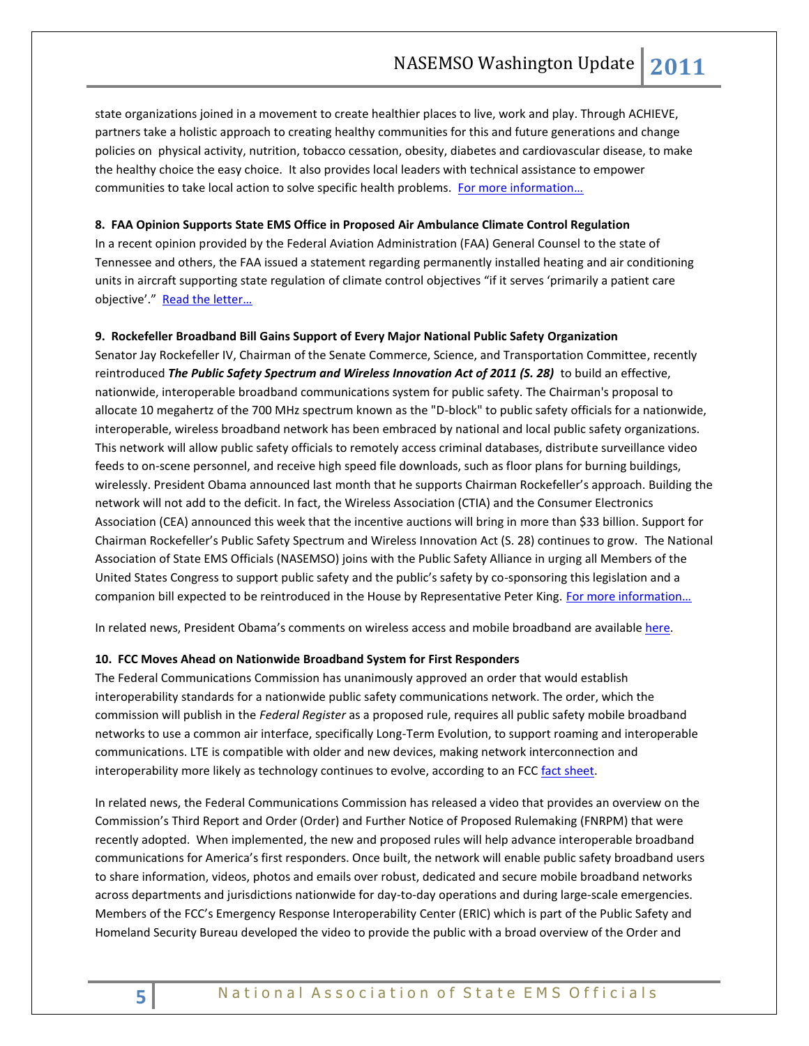state organizations joined in a movement to create healthier places to live, work and play. Through ACHIEVE, partners take a holistic approach to creating healthy communities for this and future generations and change policies on physical activity, nutrition, tobacco cessation, obesity, diabetes and cardiovascular disease, to make the healthy choice the easy choice. It also provides local leaders with technical assistance to empower communities to take local action to solve specific health problems. For more information…

**8. FAA Opinion Supports State EMS Office in Proposed Air Ambulance Climate Control Regulation**

In a recent opinion provided by the Federal Aviation Administration (FAA) General Counsel to the state of Tennessee and others, the FAA issued a statement regarding permanently installed heating and air conditioning units in aircraft supporting state regulation of climate control objectives "if it serves 'primarily a patient care objective'." Read the letter…

**9. Rockefeller Broadband Bill Gains Support of Every Major National Public Safety Organization**

Senator Jay Rockefeller IV, Chairman of the Senate Commerce, Science, and Transportation Committee, recently reintroduced ***The Public Safety Spectrum and Wireless Innovation Act of 2011 (S. 28)*** to build an effective, nationwide, interoperable broadband communications system for public safety. The Chairman's proposal to allocate 10 megahertz of the 700 MHz spectrum known as the "D-block" to public safety officials for a nationwide, interoperable, wireless broadband network has been embraced by national and local public safety organizations. This network will allow public safety officials to remotely access criminal databases, distribute surveillance video feeds to on-scene personnel, and receive high speed file downloads, such as floor plans for burning buildings, wirelessly. President Obama announced last month that he supports Chairman Rockefeller's approach. Building the network will not add to the deficit. In fact, the Wireless Association (CTIA) and the Consumer Electronics Association (CEA) announced this week that the incentive auctions will bring in more than $33 billion. Support for Chairman Rockefeller's Public Safety Spectrum and Wireless Innovation Act (S. 28) continues to grow. The National Association of State EMS Officials (NASEMSO) joins with the Public Safety Alliance in urging all Members of the United States Congress to support public safety and the public's safety by co-sponsoring this legislation and a companion bill expected to be reintroduced in the House by Representative Peter King. For more information…

In related news, President Obama's comments on wireless access and mobile broadband are available here.

**10. FCC Moves Ahead on Nationwide Broadband System for First Responders**

The Federal Communications Commission has unanimously approved an order that would establish interoperability standards for a nationwide public safety communications network. The order, which the commission will publish in the *Federal Register* as a proposed rule, requires all public safety mobile broadband networks to use a common air interface, specifically Long-Term Evolution, to support roaming and interoperable communications. LTE is compatible with older and new devices, making network interconnection and interoperability more likely as technology continues to evolve, according to an FCC fact sheet.

In related news, the Federal Communications Commission has released a video that provides an overview on the Commission's Third Report and Order (Order) and Further Notice of Proposed Rulemaking (FNRPM) that were recently adopted. When implemented, the new and proposed rules will help advance interoperable broadband communications for America's first responders. Once built, the network will enable public safety broadband users to share information, videos, photos and emails over robust, dedicated and secure mobile broadband networks across departments and jurisdictions nationwide for day-to-day operations and during large-scale emergencies. Members of the FCC's Emergency Response Interoperability Center (ERIC) which is part of the Public Safety and Homeland Security Bureau developed the video to provide the public with a broad overview of the Order and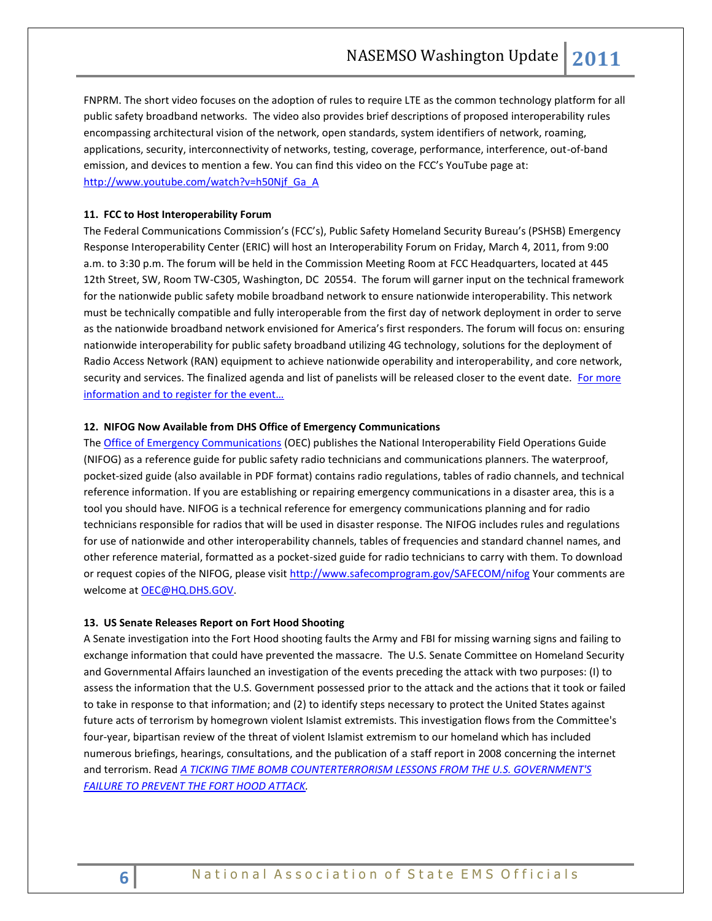FNPRM. The short video focuses on the adoption of rules to require LTE as the common technology platform for all public safety broadband networks. The video also provides brief descriptions of proposed interoperability rules encompassing architectural vision of the network, open standards, system identifiers of network, roaming, applications, security, interconnectivity of networks, testing, coverage, performance, interference, out-of-band emission, and devices to mention a few. You can find this video on the FCC's YouTube page at: [http://www.youtube.com/watch?v=h50Njf_Ga_A](http://www.youtube.com/watch?v=h50Njf_Ga_A)

**11. FCC to Host Interoperability Forum**

The Federal Communications Commission's (FCC's), Public Safety Homeland Security Bureau's (PSHSB) Emergency Response Interoperability Center (ERIC) will host an Interoperability Forum on Friday, March 4, 2011, from 9:00 a.m. to 3:30 p.m. The forum will be held in the Commission Meeting Room at FCC Headquarters, located at 445 12th Street, SW, Room TW-C305, Washington, DC 20554. The forum will garner input on the technical framework for the nationwide public safety mobile broadband network to ensure nationwide interoperability. This network must be technically compatible and fully interoperable from the first day of network deployment in order to serve as the nationwide broadband network envisioned for America's first responders. The forum will focus on: ensuring nationwide interoperability for public safety broadband utilizing 4G technology, solutions for the deployment of Radio Access Network (RAN) equipment to achieve nationwide operability and interoperability, and core network, security and services. The finalized agenda and list of panelists will be released closer to the event date. For more information and to register for the event…

**12. NIFOG Now Available from DHS Office of Emergency Communications**

The Office of Emergency Communications (OEC) publishes the National Interoperability Field Operations Guide (NIFOG) as a reference guide for public safety radio technicians and communications planners. The waterproof, pocket-sized guide (also available in PDF format) contains radio regulations, tables of radio channels, and technical reference information. If you are establishing or repairing emergency communications in a disaster area, this is a tool you should have. NIFOG is a technical reference for emergency communications planning and for radio technicians responsible for radios that will be used in disaster response. The NIFOG includes rules and regulations for use of nationwide and other interoperability channels, tables of frequencies and standard channel names, and other reference material, formatted as a pocket-sized guide for radio technicians to carry with them. To download or request copies of the NIFOG, please visit [http://www.safecomprogram.gov/SAFECOM/nifog](http://www.safecomprogram.gov/SAFECOM/nifog) Your comments are welcome at OEC@HQ.DHS.GOV.

**13. US Senate Releases Report on Fort Hood Shooting**

A Senate investigation into the Fort Hood shooting faults the Army and FBI for missing warning signs and failing to exchange information that could have prevented the massacre. The U.S. Senate Committee on Homeland Security and Governmental Affairs launched an investigation of the events preceding the attack with two purposes: (I) to assess the information that the U.S. Government possessed prior to the attack and the actions that it took or failed to take in response to that information; and (2) to identify steps necessary to protect the United States against future acts of terrorism by homegrown violent Islamist extremists. This investigation flows from the Committee's four-year, bipartisan review of the threat of violent Islamist extremism to our homeland which has included numerous briefings, hearings, consultations, and the publication of a staff report in 2008 concerning the internet and terrorism. Read *A TICKING TIME BOMB COUNTERTERRORISM LESSONS FROM THE U.S. GOVERNMENT'S FAILURE TO PREVENT THE FORT HOOD ATTACK*.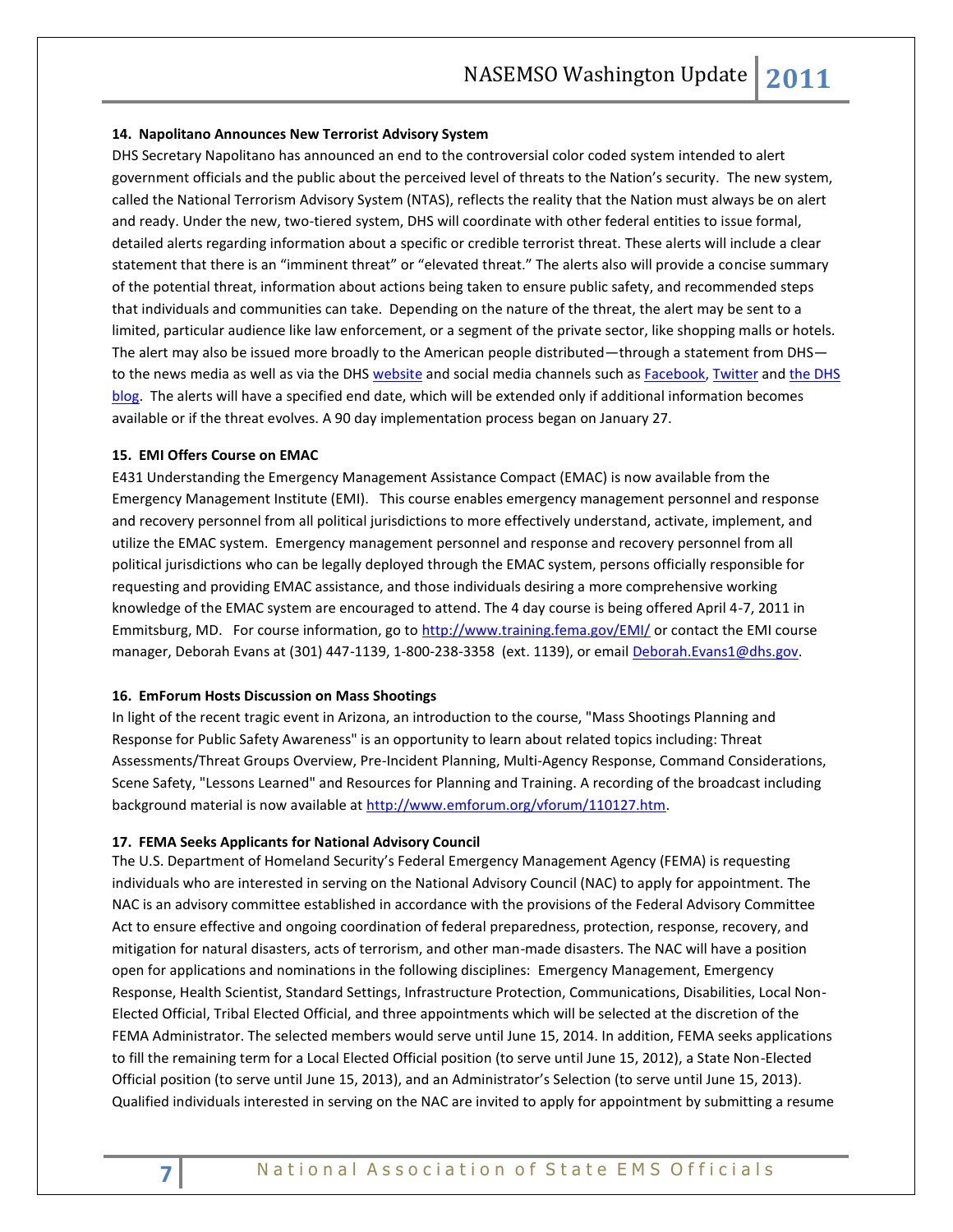**14. Napolitano Announces New Terrorist Advisory System**

DHS Secretary Napolitano has announced an end to the controversial color coded system intended to alert government officials and the public about the perceived level of threats to the Nation's security. The new system, called the National Terrorism Advisory System (NTAS), reflects the reality that the Nation must always be on alert and ready. Under the new, two-tiered system, DHS will coordinate with other federal entities to issue formal, detailed alerts regarding information about a specific or credible terrorist threat. These alerts will include a clear statement that there is an "imminent threat" or "elevated threat." The alerts also will provide a concise summary of the potential threat, information about actions being taken to ensure public safety, and recommended steps that individuals and communities can take. Depending on the nature of the threat, the alert may be sent to a limited, particular audience like law enforcement, or a segment of the private sector, like shopping malls or hotels. The alert may also be issued more broadly to the American people distributed—through a statement from DHS—to the news media as well as via the DHS website and social media channels such as Facebook, Twitter and the DHS blog. The alerts will have a specified end date, which will be extended only if additional information becomes available or if the threat evolves. A 90 day implementation process began on January 27.

**15. EMI Offers Course on EMAC**

E431 Understanding the Emergency Management Assistance Compact (EMAC) is now available from the Emergency Management Institute (EMI). This course enables emergency management personnel and response and recovery personnel from all political jurisdictions to more effectively understand, activate, implement, and utilize the EMAC system. Emergency management personnel and response and recovery personnel from all political jurisdictions who can be legally deployed through the EMAC system, persons officially responsible for requesting and providing EMAC assistance, and those individuals desiring a more comprehensive working knowledge of the EMAC system are encouraged to attend. The 4 day course is being offered April 4-7, 2011 in Emmitsburg, MD. For course information, go to http://www.training.fema.gov/EMI/ or contact the EMI course manager, Deborah Evans at (301) 447-1139, 1-800-238-3358 (ext. 1139), or email Deborah.Evans1@dhs.gov.

**16. EmForum Hosts Discussion on Mass Shootings**

In light of the recent tragic event in Arizona, an introduction to the course, "Mass Shootings Planning and Response for Public Safety Awareness" is an opportunity to learn about related topics including: Threat Assessments/Threat Groups Overview, Pre-Incident Planning, Multi-Agency Response, Command Considerations, Scene Safety, "Lessons Learned" and Resources for Planning and Training. A recording of the broadcast including background material is now available at http://www.emforum.org/vforum/110127.htm.

**17. FEMA Seeks Applicants for National Advisory Council**

The U.S. Department of Homeland Security's Federal Emergency Management Agency (FEMA) is requesting individuals who are interested in serving on the National Advisory Council (NAC) to apply for appointment. The NAC is an advisory committee established in accordance with the provisions of the Federal Advisory Committee Act to ensure effective and ongoing coordination of federal preparedness, protection, response, recovery, and mitigation for natural disasters, acts of terrorism, and other man-made disasters. The NAC will have a position open for applications and nominations in the following disciplines: Emergency Management, Emergency Response, Health Scientist, Standard Settings, Infrastructure Protection, Communications, Disabilities, Local Non-Elected Official, Tribal Elected Official, and three appointments which will be selected at the discretion of the FEMA Administrator. The selected members would serve until June 15, 2014. In addition, FEMA seeks applications to fill the remaining term for a Local Elected Official position (to serve until June 15, 2012), a State Non-Elected Official position (to serve until June 15, 2013), and an Administrator's Selection (to serve until June 15, 2013). Qualified individuals interested in serving on the NAC are invited to apply for appointment by submitting a resume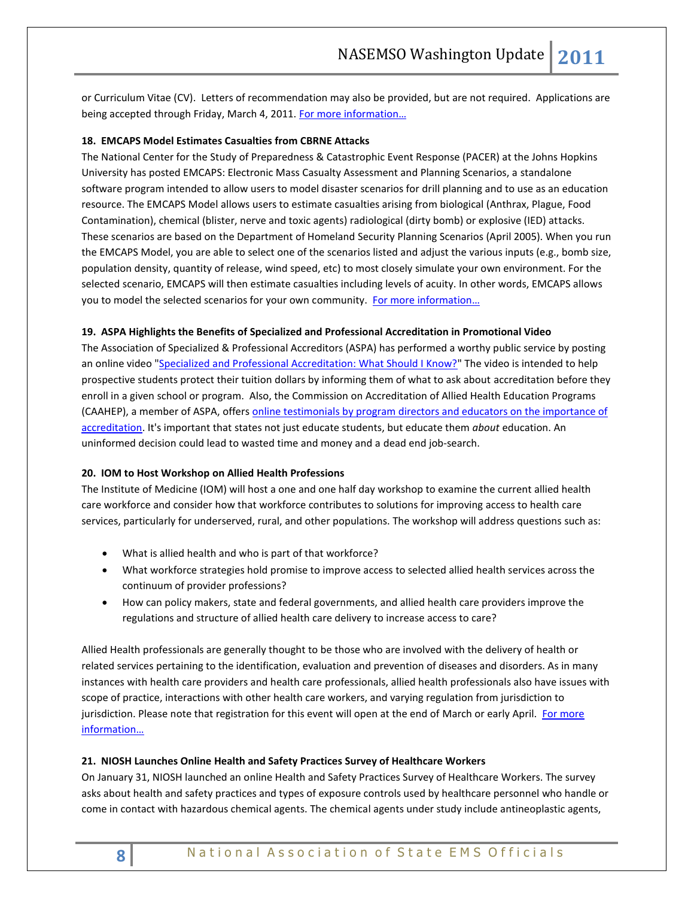or Curriculum Vitae (CV). Letters of recommendation may also be provided, but are not required. Applications are being accepted through Friday, March 4, 2011. [For more information…]()

**18. EMCAPS Model Estimates Casualties from CBRNE Attacks**

The National Center for the Study of Preparedness & Catastrophic Event Response (PACER) at the Johns Hopkins University has posted EMCAPS: Electronic Mass Casualty Assessment and Planning Scenarios, a standalone software program intended to allow users to model disaster scenarios for drill planning and to use as an education resource. The EMCAPS Model allows users to estimate casualties arising from biological (Anthrax, Plague, Food Contamination), chemical (blister, nerve and toxic agents) radiological (dirty bomb) or explosive (IED) attacks. These scenarios are based on the Department of Homeland Security Planning Scenarios (April 2005). When you run the EMCAPS Model, you are able to select one of the scenarios listed and adjust the various inputs (e.g., bomb size, population density, quantity of release, wind speed, etc) to most closely simulate your own environment. For the selected scenario, EMCAPS will then estimate casualties including levels of acuity. In other words, EMCAPS allows you to model the selected scenarios for your own community. [For more information…]()

**19. ASPA Highlights the Benefits of Specialized and Professional Accreditation in Promotional Video**

The Association of Specialized & Professional Accreditors (ASPA) has performed a worthy public service by posting an online video "[Specialized and Professional Accreditation: What Should I Know?]()" The video is intended to help prospective students protect their tuition dollars by informing them of what to ask about accreditation before they enroll in a given school or program. Also, the Commission on Accreditation of Allied Health Education Programs (CAAHEP), a member of ASPA, offers [online testimonials by program directors and educators on the importance of accreditation](). It's important that states not just educate students, but educate them *about* education. An uninformed decision could lead to wasted time and money and a dead end job-search.

**20. IOM to Host Workshop on Allied Health Professions**

The Institute of Medicine (IOM) will host a one and one half day workshop to examine the current allied health care workforce and consider how that workforce contributes to solutions for improving access to health care services, particularly for underserved, rural, and other populations. The workshop will address questions such as:

- What is allied health and who is part of that workforce?
- What workforce strategies hold promise to improve access to selected allied health services across the continuum of provider professions?
- How can policy makers, state and federal governments, and allied health care providers improve the regulations and structure of allied health care delivery to increase access to care?

Allied Health professionals are generally thought to be those who are involved with the delivery of health or related services pertaining to the identification, evaluation and prevention of diseases and disorders. As in many instances with health care providers and health care professionals, allied health professionals also have issues with scope of practice, interactions with other health care workers, and varying regulation from jurisdiction to jurisdiction. Please note that registration for this event will open at the end of March or early April. [For more information…]()

**21. NIOSH Launches Online Health and Safety Practices Survey of Healthcare Workers**

On January 31, NIOSH launched an online Health and Safety Practices Survey of Healthcare Workers. The survey asks about health and safety practices and types of exposure controls used by healthcare personnel who handle or come in contact with hazardous chemical agents. The chemical agents under study include antineoplastic agents,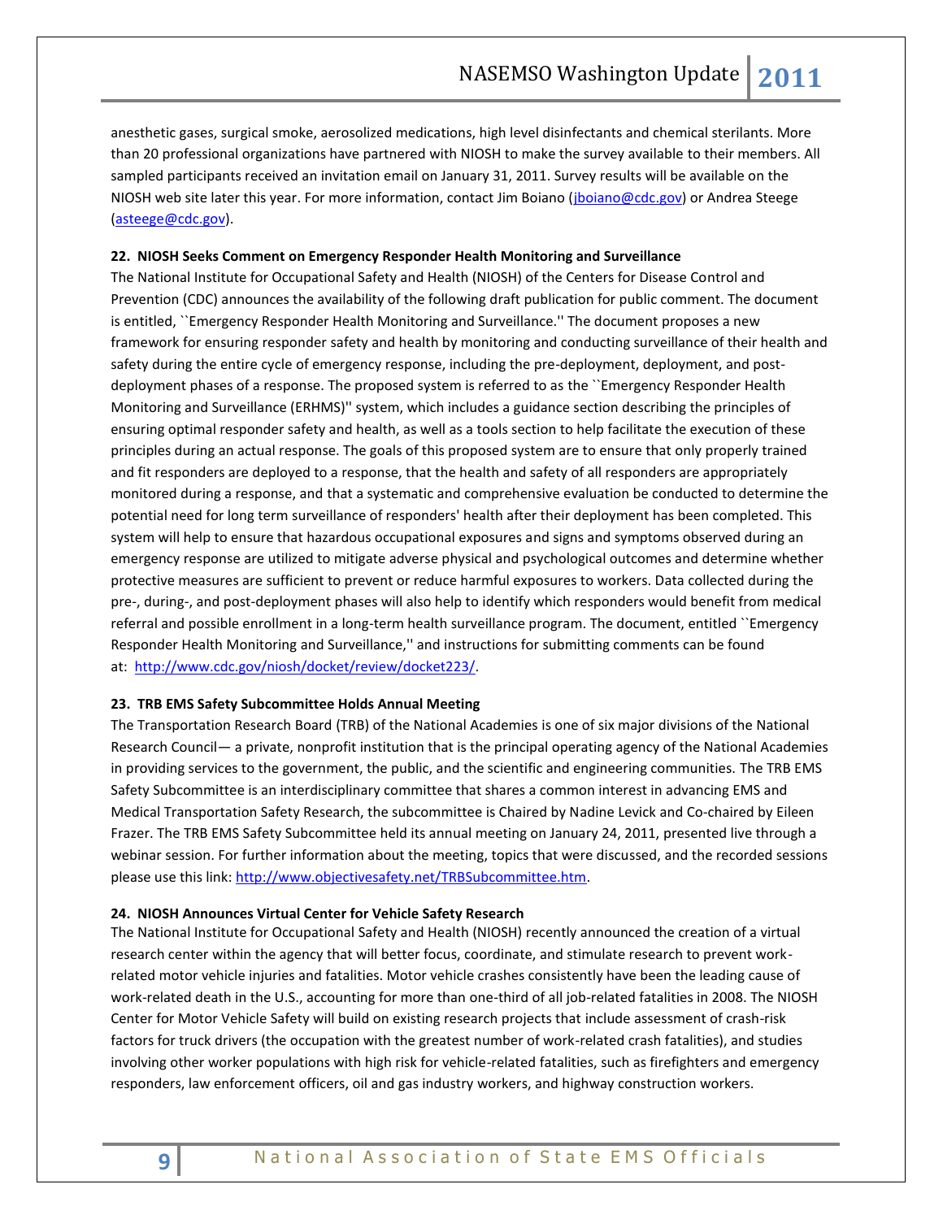anesthetic gases, surgical smoke, aerosolized medications, high level disinfectants and chemical sterilants. More than 20 professional organizations have partnered with NIOSH to make the survey available to their members. All sampled participants received an invitation email on January 31, 2011. Survey results will be available on the NIOSH web site later this year. For more information, contact Jim Boiano (jboiano@cdc.gov) or Andrea Steege (asteege@cdc.gov).

**22. NIOSH Seeks Comment on Emergency Responder Health Monitoring and Surveillance**

The National Institute for Occupational Safety and Health (NIOSH) of the Centers for Disease Control and Prevention (CDC) announces the availability of the following draft publication for public comment. The document is entitled, ``Emergency Responder Health Monitoring and Surveillance.'' The document proposes a new framework for ensuring responder safety and health by monitoring and conducting surveillance of their health and safety during the entire cycle of emergency response, including the pre-deployment, deployment, and post-deployment phases of a response. The proposed system is referred to as the ``Emergency Responder Health Monitoring and Surveillance (ERHMS)'' system, which includes a guidance section describing the principles of ensuring optimal responder safety and health, as well as a tools section to help facilitate the execution of these principles during an actual response. The goals of this proposed system are to ensure that only properly trained and fit responders are deployed to a response, that the health and safety of all responders are appropriately monitored during a response, and that a systematic and comprehensive evaluation be conducted to determine the potential need for long term surveillance of responders' health after their deployment has been completed. This system will help to ensure that hazardous occupational exposures and signs and symptoms observed during an emergency response are utilized to mitigate adverse physical and psychological outcomes and determine whether protective measures are sufficient to prevent or reduce harmful exposures to workers. Data collected during the pre-, during-, and post-deployment phases will also help to identify which responders would benefit from medical referral and possible enrollment in a long-term health surveillance program. The document, entitled ``Emergency Responder Health Monitoring and Surveillance,'' and instructions for submitting comments can be found at: http://www.cdc.gov/niosh/docket/review/docket223/.

**23. TRB EMS Safety Subcommittee Holds Annual Meeting**

The Transportation Research Board (TRB) of the National Academies is one of six major divisions of the National Research Council— a private, nonprofit institution that is the principal operating agency of the National Academies in providing services to the government, the public, and the scientific and engineering communities. The TRB EMS Safety Subcommittee is an interdisciplinary committee that shares a common interest in advancing EMS and Medical Transportation Safety Research, the subcommittee is Chaired by Nadine Levick and Co-chaired by Eileen Frazer. The TRB EMS Safety Subcommittee held its annual meeting on January 24, 2011, presented live through a webinar session. For further information about the meeting, topics that were discussed, and the recorded sessions please use this link: http://www.objectivesafety.net/TRBSubcommittee.htm.

**24. NIOSH Announces Virtual Center for Vehicle Safety Research**

The National Institute for Occupational Safety and Health (NIOSH) recently announced the creation of a virtual research center within the agency that will better focus, coordinate, and stimulate research to prevent work-related motor vehicle injuries and fatalities. Motor vehicle crashes consistently have been the leading cause of work-related death in the U.S., accounting for more than one-third of all job-related fatalities in 2008. The NIOSH Center for Motor Vehicle Safety will build on existing research projects that include assessment of crash-risk factors for truck drivers (the occupation with the greatest number of work-related crash fatalities), and studies involving other worker populations with high risk for vehicle-related fatalities, such as firefighters and emergency responders, law enforcement officers, oil and gas industry workers, and highway construction workers.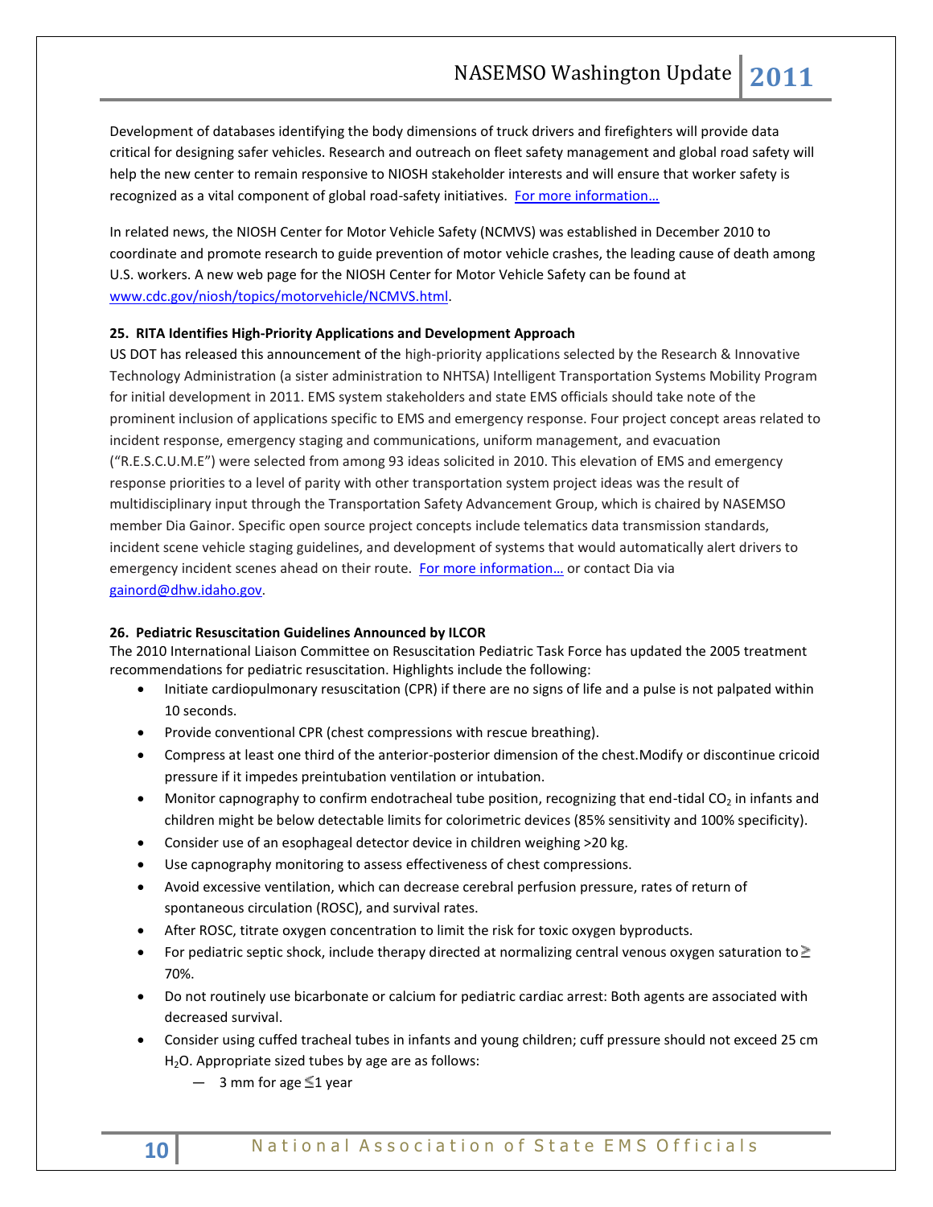Development of databases identifying the body dimensions of truck drivers and firefighters will provide data critical for designing safer vehicles. Research and outreach on fleet safety management and global road safety will help the new center to remain responsive to NIOSH stakeholder interests and will ensure that worker safety is recognized as a vital component of global road-safety initiatives. For more information…

In related news, the NIOSH Center for Motor Vehicle Safety (NCMVS) was established in December 2010 to coordinate and promote research to guide prevention of motor vehicle crashes, the leading cause of death among U.S. workers. A new web page for the NIOSH Center for Motor Vehicle Safety can be found at www.cdc.gov/niosh/topics/motorvehicle/NCMVS.html.

**25. RITA Identifies High-Priority Applications and Development Approach**

US DOT has released this announcement of the high-priority applications selected by the Research & Innovative Technology Administration (a sister administration to NHTSA) Intelligent Transportation Systems Mobility Program for initial development in 2011. EMS system stakeholders and state EMS officials should take note of the prominent inclusion of applications specific to EMS and emergency response. Four project concept areas related to incident response, emergency staging and communications, uniform management, and evacuation ("R.E.S.C.U.M.E") were selected from among 93 ideas solicited in 2010. This elevation of EMS and emergency response priorities to a level of parity with other transportation system project ideas was the result of multidisciplinary input through the Transportation Safety Advancement Group, which is chaired by NASEMSO member Dia Gainor. Specific open source project concepts include telematics data transmission standards, incident scene vehicle staging guidelines, and development of systems that would automatically alert drivers to emergency incident scenes ahead on their route. For more information… or contact Dia via gainord@dhw.idaho.gov.

**26. Pediatric Resuscitation Guidelines Announced by ILCOR**

The 2010 International Liaison Committee on Resuscitation Pediatric Task Force has updated the 2005 treatment recommendations for pediatric resuscitation. Highlights include the following:

- Initiate cardiopulmonary resuscitation (CPR) if there are no signs of life and a pulse is not palpated within 10 seconds.
- Provide conventional CPR (chest compressions with rescue breathing).
- Compress at least one third of the anterior-posterior dimension of the chest.Modify or discontinue cricoid pressure if it impedes preintubation ventilation or intubation.
- Monitor capnography to confirm endotracheal tube position, recognizing that end-tidal $CO_2$ in infants and children might be below detectable limits for colorimetric devices (85% sensitivity and 100% specificity).
- Consider use of an esophageal detector device in children weighing >20 kg.
- Use capnography monitoring to assess effectiveness of chest compressions.
- Avoid excessive ventilation, which can decrease cerebral perfusion pressure, rates of return of spontaneous circulation (ROSC), and survival rates.
- After ROSC, titrate oxygen concentration to limit the risk for toxic oxygen byproducts.
- For pediatric septic shock, include therapy directed at normalizing central venous oxygen saturation to ≥ 70%.
- Do not routinely use bicarbonate or calcium for pediatric cardiac arrest: Both agents are associated with decreased survival.
- Consider using cuffed tracheal tubes in infants and young children; cuff pressure should not exceed 25 cm $H_2O$. Appropriate sized tubes by age are as follows:
  - 3 mm for age ≤1 year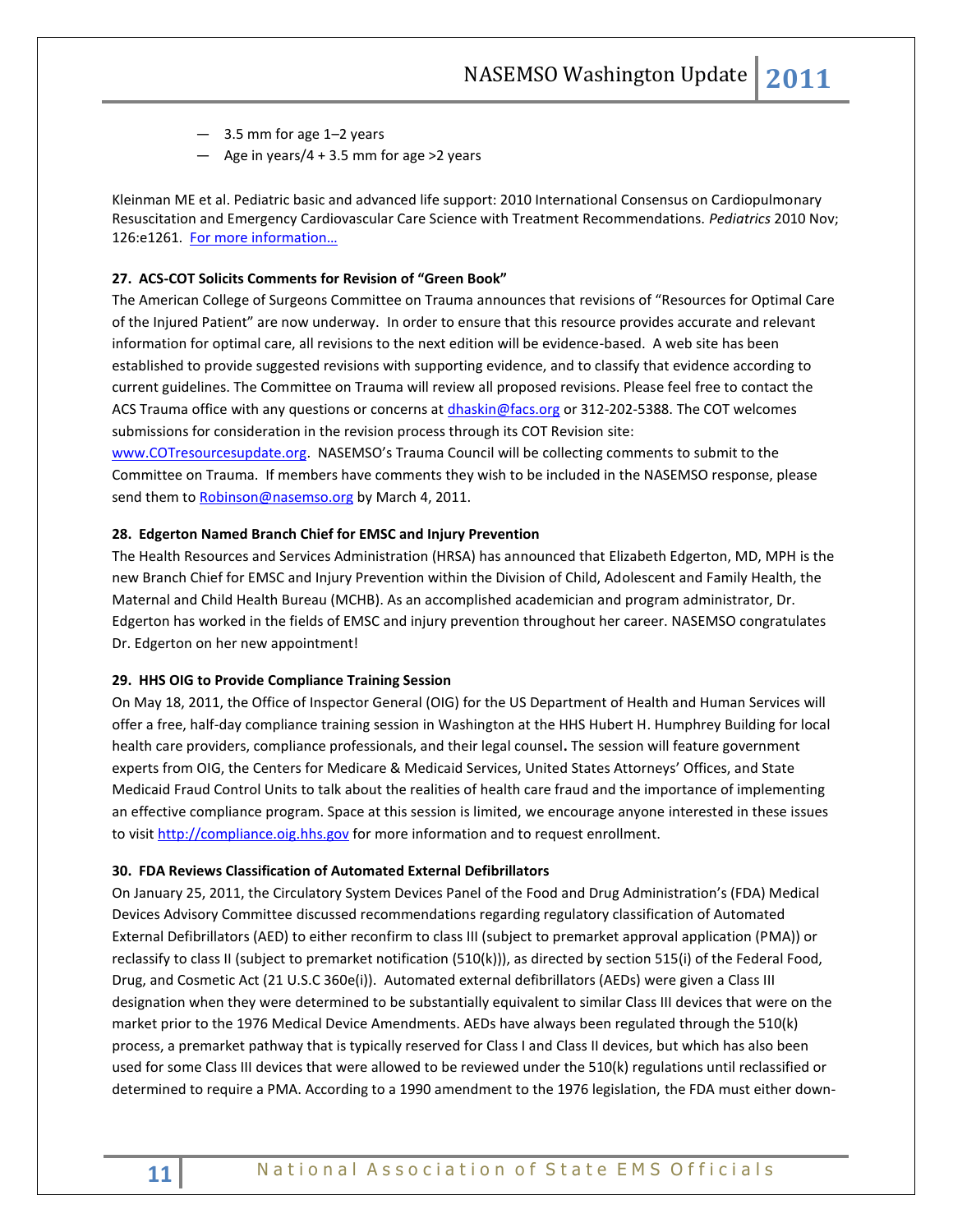— 3.5 mm for age 1–2 years
— Age in years/4 + 3.5 mm for age >2 years

Kleinman ME et al. Pediatric basic and advanced life support: 2010 International Consensus on Cardiopulmonary Resuscitation and Emergency Cardiovascular Care Science with Treatment Recommendations. *Pediatrics* 2010 Nov; 126:e1261. For more information…

### 27. ACS-COT Solicits Comments for Revision of "Green Book"

The American College of Surgeons Committee on Trauma announces that revisions of "Resources for Optimal Care of the Injured Patient" are now underway. In order to ensure that this resource provides accurate and relevant information for optimal care, all revisions to the next edition will be evidence-based. A web site has been established to provide suggested revisions with supporting evidence, and to classify that evidence according to current guidelines. The Committee on Trauma will review all proposed revisions. Please feel free to contact the ACS Trauma office with any questions or concerns at dhaskin@facs.org or 312-202-5388. The COT welcomes submissions for consideration in the revision process through its COT Revision site: www.COTresourcesupdate.org. NASEMSO's Trauma Council will be collecting comments to submit to the Committee on Trauma. If members have comments they wish to be included in the NASEMSO response, please send them to Robinson@nasemso.org by March 4, 2011.

### 28. Edgerton Named Branch Chief for EMSC and Injury Prevention

The Health Resources and Services Administration (HRSA) has announced that Elizabeth Edgerton, MD, MPH is the new Branch Chief for EMSC and Injury Prevention within the Division of Child, Adolescent and Family Health, the Maternal and Child Health Bureau (MCHB). As an accomplished academician and program administrator, Dr. Edgerton has worked in the fields of EMSC and injury prevention throughout her career. NASEMSO congratulates Dr. Edgerton on her new appointment!

### 29. HHS OIG to Provide Compliance Training Session

On May 18, 2011, the Office of Inspector General (OIG) for the US Department of Health and Human Services will offer a free, half-day compliance training session in Washington at the HHS Hubert H. Humphrey Building for local health care providers, compliance professionals, and their legal counsel**.** The session will feature government experts from OIG, the Centers for Medicare & Medicaid Services, United States Attorneys' Offices, and State Medicaid Fraud Control Units to talk about the realities of health care fraud and the importance of implementing an effective compliance program. Space at this session is limited, we encourage anyone interested in these issues to visit http://compliance.oig.hhs.gov for more information and to request enrollment.

### 30. FDA Reviews Classification of Automated External Defibrillators

On January 25, 2011, the Circulatory System Devices Panel of the Food and Drug Administration's (FDA) Medical Devices Advisory Committee discussed recommendations regarding regulatory classification of Automated External Defibrillators (AED) to either reconfirm to class III (subject to premarket approval application (PMA)) or reclassify to class II (subject to premarket notification (510(k))), as directed by section 515(i) of the Federal Food, Drug, and Cosmetic Act (21 U.S.C 360e(i)). Automated external defibrillators (AEDs) were given a Class III designation when they were determined to be substantially equivalent to similar Class III devices that were on the market prior to the 1976 Medical Device Amendments. AEDs have always been regulated through the 510(k) process, a premarket pathway that is typically reserved for Class I and Class II devices, but which has also been used for some Class III devices that were allowed to be reviewed under the 510(k) regulations until reclassified or determined to require a PMA. According to a 1990 amendment to the 1976 legislation, the FDA must either down-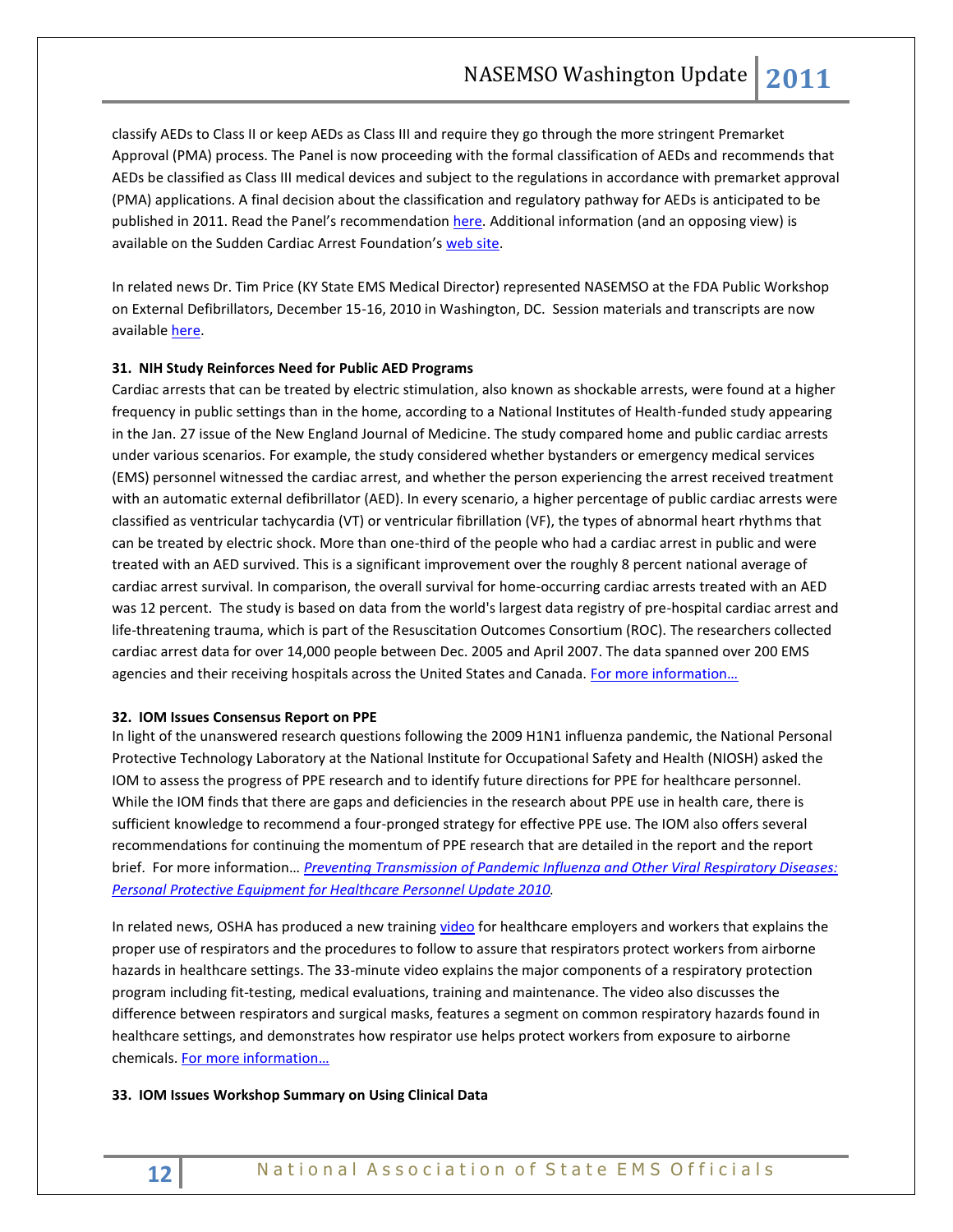classify AEDs to Class II or keep AEDs as Class III and require they go through the more stringent Premarket Approval (PMA) process. The Panel is now proceeding with the formal classification of AEDs and recommends that AEDs be classified as Class III medical devices and subject to the regulations in accordance with premarket approval (PMA) applications. A final decision about the classification and regulatory pathway for AEDs is anticipated to be published in 2011. Read the Panel's recommendation here. Additional information (and an opposing view) is available on the Sudden Cardiac Arrest Foundation's web site.

In related news Dr. Tim Price (KY State EMS Medical Director) represented NASEMSO at the FDA Public Workshop on External Defibrillators, December 15-16, 2010 in Washington, DC. Session materials and transcripts are now available here.

**31. NIH Study Reinforces Need for Public AED Programs**

Cardiac arrests that can be treated by electric stimulation, also known as shockable arrests, were found at a higher frequency in public settings than in the home, according to a National Institutes of Health-funded study appearing in the Jan. 27 issue of the New England Journal of Medicine. The study compared home and public cardiac arrests under various scenarios. For example, the study considered whether bystanders or emergency medical services (EMS) personnel witnessed the cardiac arrest, and whether the person experiencing the arrest received treatment with an automatic external defibrillator (AED). In every scenario, a higher percentage of public cardiac arrests were classified as ventricular tachycardia (VT) or ventricular fibrillation (VF), the types of abnormal heart rhythms that can be treated by electric shock. More than one-third of the people who had a cardiac arrest in public and were treated with an AED survived. This is a significant improvement over the roughly 8 percent national average of cardiac arrest survival. In comparison, the overall survival for home-occurring cardiac arrests treated with an AED was 12 percent. The study is based on data from the world's largest data registry of pre-hospital cardiac arrest and life-threatening trauma, which is part of the Resuscitation Outcomes Consortium (ROC). The researchers collected cardiac arrest data for over 14,000 people between Dec. 2005 and April 2007. The data spanned over 200 EMS agencies and their receiving hospitals across the United States and Canada. For more information…

**32. IOM Issues Consensus Report on PPE**

In light of the unanswered research questions following the 2009 H1N1 influenza pandemic, the National Personal Protective Technology Laboratory at the National Institute for Occupational Safety and Health (NIOSH) asked the IOM to assess the progress of PPE research and to identify future directions for PPE for healthcare personnel. While the IOM finds that there are gaps and deficiencies in the research about PPE use in health care, there is sufficient knowledge to recommend a four-pronged strategy for effective PPE use. The IOM also offers several recommendations for continuing the momentum of PPE research that are detailed in the report and the report brief. For more information… *Preventing Transmission of Pandemic Influenza and Other Viral Respiratory Diseases: Personal Protective Equipment for Healthcare Personnel Update 2010.*

In related news, OSHA has produced a new training video for healthcare employers and workers that explains the proper use of respirators and the procedures to follow to assure that respirators protect workers from airborne hazards in healthcare settings. The 33-minute video explains the major components of a respiratory protection program including fit-testing, medical evaluations, training and maintenance. The video also discusses the difference between respirators and surgical masks, features a segment on common respiratory hazards found in healthcare settings, and demonstrates how respirator use helps protect workers from exposure to airborne chemicals. For more information…

**33. IOM Issues Workshop Summary on Using Clinical Data**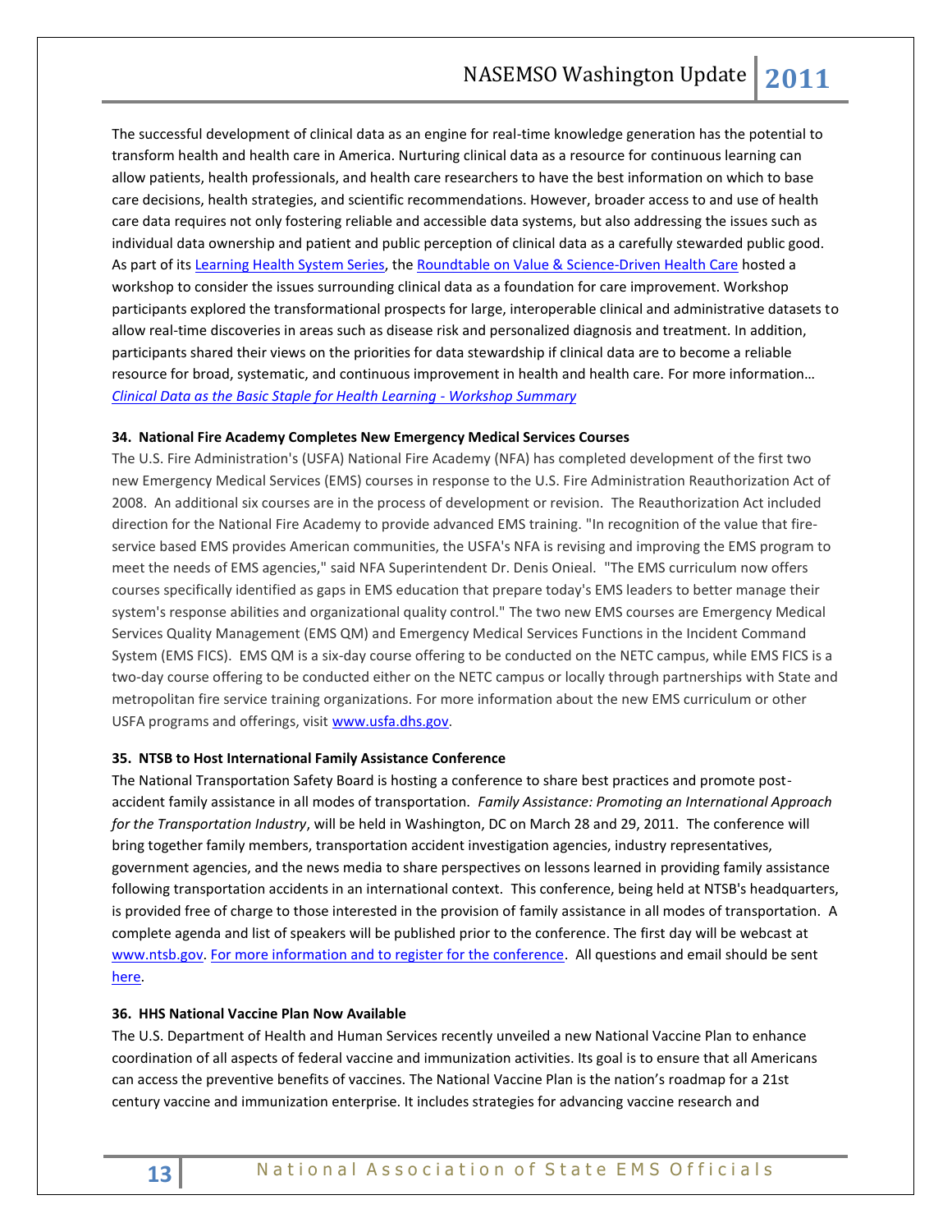The successful development of clinical data as an engine for real-time knowledge generation has the potential to transform health and health care in America. Nurturing clinical data as a resource for continuous learning can allow patients, health professionals, and health care researchers to have the best information on which to base care decisions, health strategies, and scientific recommendations. However, broader access to and use of health care data requires not only fostering reliable and accessible data systems, but also addressing the issues such as individual data ownership and patient and public perception of clinical data as a carefully stewarded public good. As part of its Learning Health System Series, the Roundtable on Value & Science-Driven Health Care hosted a workshop to consider the issues surrounding clinical data as a foundation for care improvement. Workshop participants explored the transformational prospects for large, interoperable clinical and administrative datasets to allow real-time discoveries in areas such as disease risk and personalized diagnosis and treatment. In addition, participants shared their views on the priorities for data stewardship if clinical data are to become a reliable resource for broad, systematic, and continuous improvement in health and health care. For more information… *Clinical Data as the Basic Staple for Health Learning - Workshop Summary*

**34. National Fire Academy Completes New Emergency Medical Services Courses**

The U.S. Fire Administration's (USFA) National Fire Academy (NFA) has completed development of the first two new Emergency Medical Services (EMS) courses in response to the U.S. Fire Administration Reauthorization Act of 2008. An additional six courses are in the process of development or revision. The Reauthorization Act included direction for the National Fire Academy to provide advanced EMS training. "In recognition of the value that fire-service based EMS provides American communities, the USFA's NFA is revising and improving the EMS program to meet the needs of EMS agencies," said NFA Superintendent Dr. Denis Onieal. "The EMS curriculum now offers courses specifically identified as gaps in EMS education that prepare today's EMS leaders to better manage their system's response abilities and organizational quality control." The two new EMS courses are Emergency Medical Services Quality Management (EMS QM) and Emergency Medical Services Functions in the Incident Command System (EMS FICS). EMS QM is a six-day course offering to be conducted on the NETC campus, while EMS FICS is a two-day course offering to be conducted either on the NETC campus or locally through partnerships with State and metropolitan fire service training organizations. For more information about the new EMS curriculum or other USFA programs and offerings, visit www.usfa.dhs.gov.

**35. NTSB to Host International Family Assistance Conference**

The National Transportation Safety Board is hosting a conference to share best practices and promote post-accident family assistance in all modes of transportation. *Family Assistance: Promoting an International Approach for the Transportation Industry*, will be held in Washington, DC on March 28 and 29, 2011. The conference will bring together family members, transportation accident investigation agencies, industry representatives, government agencies, and the news media to share perspectives on lessons learned in providing family assistance following transportation accidents in an international context. This conference, being held at NTSB's headquarters, is provided free of charge to those interested in the provision of family assistance in all modes of transportation. A complete agenda and list of speakers will be published prior to the conference. The first day will be webcast at www.ntsb.gov. For more information and to register for the conference. All questions and email should be sent here.

**36. HHS National Vaccine Plan Now Available**

The U.S. Department of Health and Human Services recently unveiled a new National Vaccine Plan to enhance coordination of all aspects of federal vaccine and immunization activities. Its goal is to ensure that all Americans can access the preventive benefits of vaccines. The National Vaccine Plan is the nation's roadmap for a 21st century vaccine and immunization enterprise. It includes strategies for advancing vaccine research and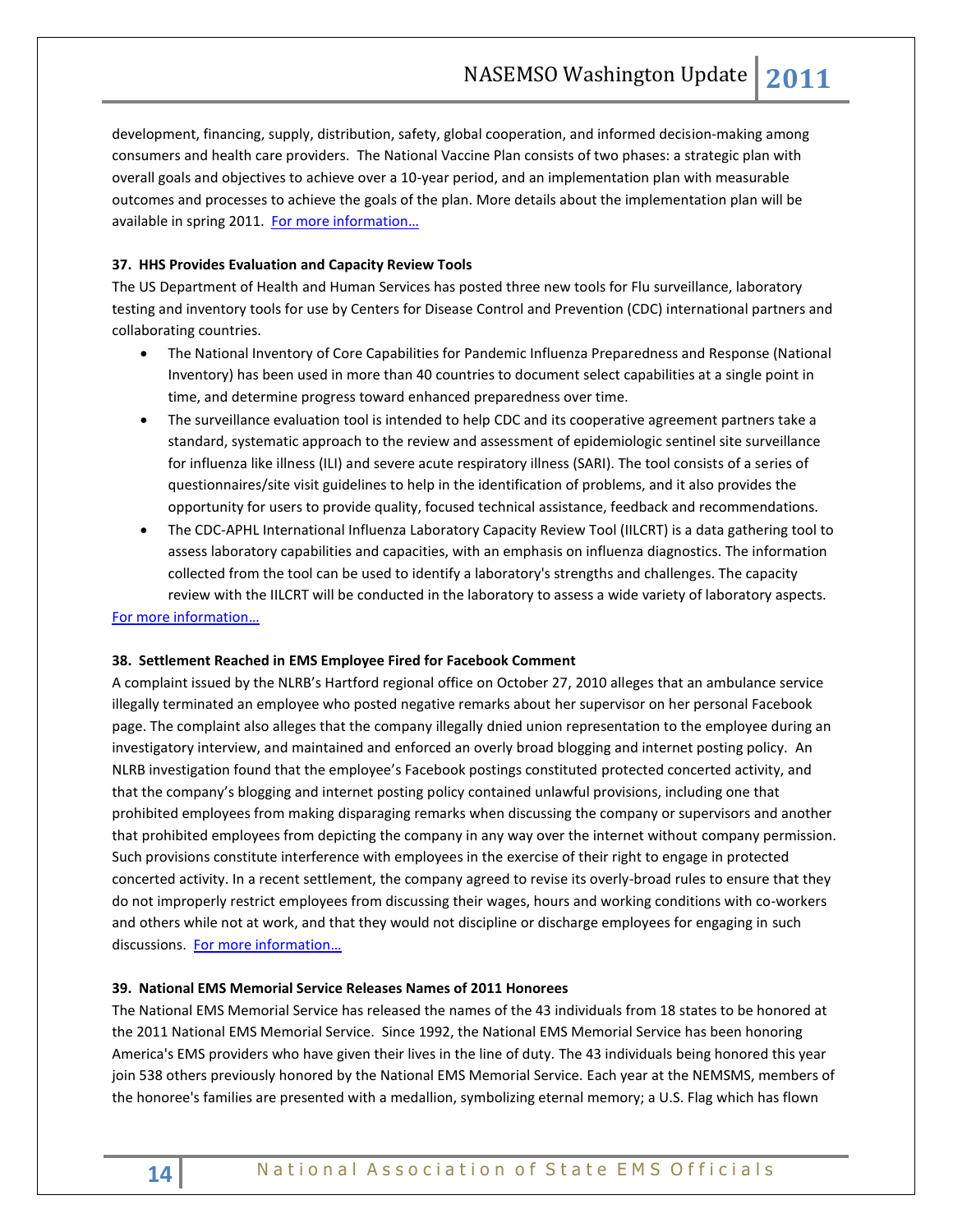development, financing, supply, distribution, safety, global cooperation, and informed decision-making among consumers and health care providers. The National Vaccine Plan consists of two phases: a strategic plan with overall goals and objectives to achieve over a 10-year period, and an implementation plan with measurable outcomes and processes to achieve the goals of the plan. More details about the implementation plan will be available in spring 2011. [For more information…]()

**37. HHS Provides Evaluation and Capacity Review Tools**

The US Department of Health and Human Services has posted three new tools for Flu surveillance, laboratory testing and inventory tools for use by Centers for Disease Control and Prevention (CDC) international partners and collaborating countries.

- The National Inventory of Core Capabilities for Pandemic Influenza Preparedness and Response (National Inventory) has been used in more than 40 countries to document select capabilities at a single point in time, and determine progress toward enhanced preparedness over time.
- The surveillance evaluation tool is intended to help CDC and its cooperative agreement partners take a standard, systematic approach to the review and assessment of epidemiologic sentinel site surveillance for influenza like illness (ILI) and severe acute respiratory illness (SARI). The tool consists of a series of questionnaires/site visit guidelines to help in the identification of problems, and it also provides the opportunity for users to provide quality, focused technical assistance, feedback and recommendations.
- The CDC-APHL International Influenza Laboratory Capacity Review Tool (IILCRT) is a data gathering tool to assess laboratory capabilities and capacities, with an emphasis on influenza diagnostics. The information collected from the tool can be used to identify a laboratory's strengths and challenges. The capacity review with the IILCRT will be conducted in the laboratory to assess a wide variety of laboratory aspects.

[For more information…]()

**38. Settlement Reached in EMS Employee Fired for Facebook Comment**

A complaint issued by the NLRB's Hartford regional office on October 27, 2010 alleges that an ambulance service illegally terminated an employee who posted negative remarks about her supervisor on her personal Facebook page. The complaint also alleges that the company illegally dnied union representation to the employee during an investigatory interview, and maintained and enforced an overly broad blogging and internet posting policy. An NLRB investigation found that the employee's Facebook postings constituted protected concerted activity, and that the company's blogging and internet posting policy contained unlawful provisions, including one that prohibited employees from making disparaging remarks when discussing the company or supervisors and another that prohibited employees from depicting the company in any way over the internet without company permission. Such provisions constitute interference with employees in the exercise of their right to engage in protected concerted activity. In a recent settlement, the company agreed to revise its overly-broad rules to ensure that they do not improperly restrict employees from discussing their wages, hours and working conditions with co-workers and others while not at work, and that they would not discipline or discharge employees for engaging in such discussions. [For more information…]()

**39. National EMS Memorial Service Releases Names of 2011 Honorees**

The National EMS Memorial Service has released the names of the 43 individuals from 18 states to be honored at the 2011 National EMS Memorial Service. Since 1992, the National EMS Memorial Service has been honoring America's EMS providers who have given their lives in the line of duty. The 43 individuals being honored this year join 538 others previously honored by the National EMS Memorial Service. Each year at the NEMSMS, members of the honoree's families are presented with a medallion, symbolizing eternal memory; a U.S. Flag which has flown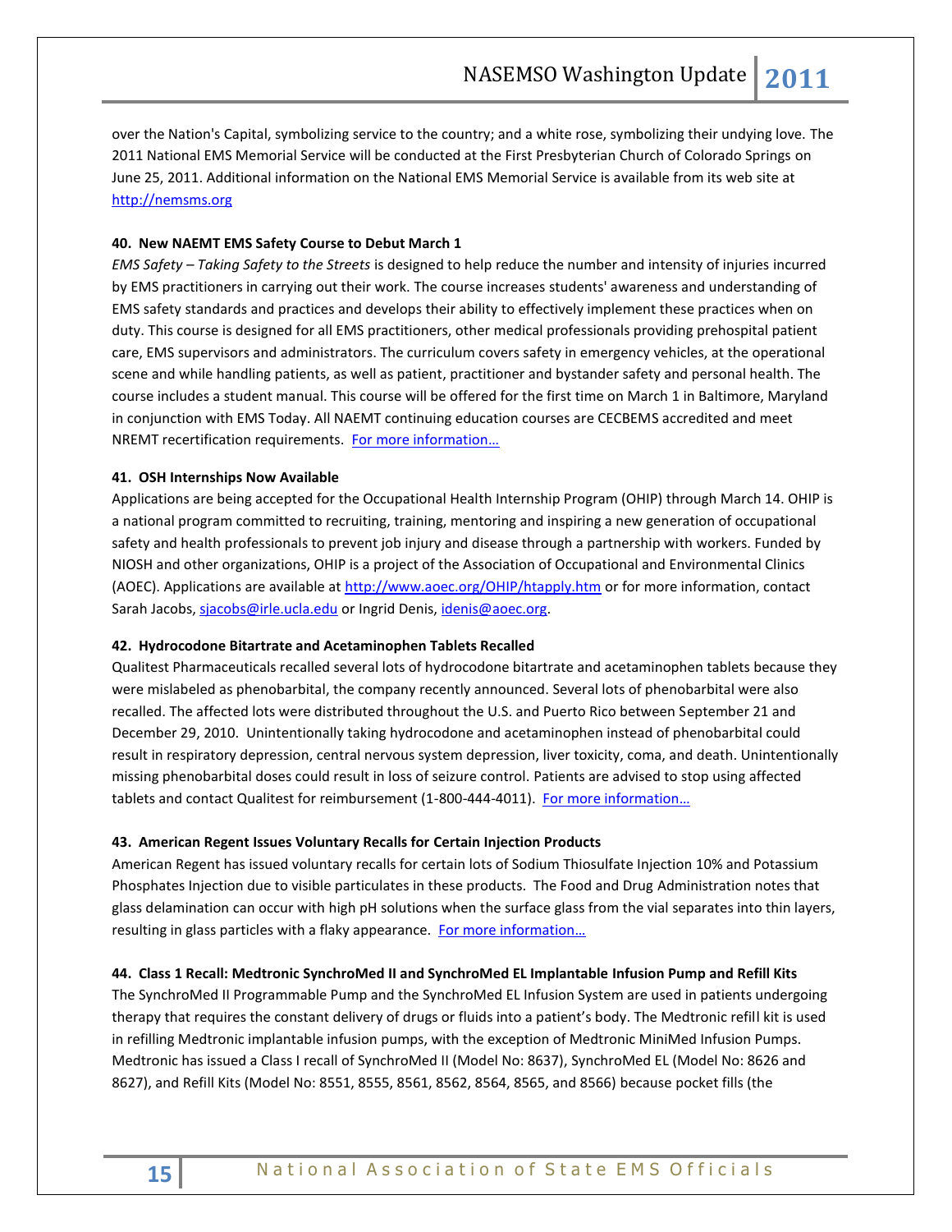over the Nation's Capital, symbolizing service to the country; and a white rose, symbolizing their undying love. The 2011 National EMS Memorial Service will be conducted at the First Presbyterian Church of Colorado Springs on June 25, 2011. Additional information on the National EMS Memorial Service is available from its web site at [http://nemsms.org](http://nemsms.org)

**40. New NAEMT EMS Safety Course to Debut March 1**

*EMS Safety – Taking Safety to the Streets* is designed to help reduce the number and intensity of injuries incurred by EMS practitioners in carrying out their work. The course increases students' awareness and understanding of EMS safety standards and practices and develops their ability to effectively implement these practices when on duty. This course is designed for all EMS practitioners, other medical professionals providing prehospital patient care, EMS supervisors and administrators. The curriculum covers safety in emergency vehicles, at the operational scene and while handling patients, as well as patient, practitioner and bystander safety and personal health. The course includes a student manual. This course will be offered for the first time on March 1 in Baltimore, Maryland in conjunction with EMS Today. All NAEMT continuing education courses are CECBEMS accredited and meet NREMT recertification requirements. For more information…

**41. OSH Internships Now Available**

Applications are being accepted for the Occupational Health Internship Program (OHIP) through March 14. OHIP is a national program committed to recruiting, training, mentoring and inspiring a new generation of occupational safety and health professionals to prevent job injury and disease through a partnership with workers. Funded by NIOSH and other organizations, OHIP is a project of the Association of Occupational and Environmental Clinics (AOEC). Applications are available at [http://www.aoec.org/OHIP/htapply.htm](http://www.aoec.org/OHIP/htapply.htm) or for more information, contact Sarah Jacobs, sjacobs@irle.ucla.edu or Ingrid Denis, idenis@aoec.org.

**42. Hydrocodone Bitartrate and Acetaminophen Tablets Recalled**

Qualitest Pharmaceuticals recalled several lots of hydrocodone bitartrate and acetaminophen tablets because they were mislabeled as phenobarbital, the company recently announced. Several lots of phenobarbital were also recalled. The affected lots were distributed throughout the U.S. and Puerto Rico between September 21 and December 29, 2010. Unintentionally taking hydrocodone and acetaminophen instead of phenobarbital could result in respiratory depression, central nervous system depression, liver toxicity, coma, and death. Unintentionally missing phenobarbital doses could result in loss of seizure control. Patients are advised to stop using affected tablets and contact Qualitest for reimbursement (1-800-444-4011). For more information…

**43. American Regent Issues Voluntary Recalls for Certain Injection Products**

American Regent has issued voluntary recalls for certain lots of Sodium Thiosulfate Injection 10% and Potassium Phosphates Injection due to visible particulates in these products. The Food and Drug Administration notes that glass delamination can occur with high pH solutions when the surface glass from the vial separates into thin layers, resulting in glass particles with a flaky appearance. For more information…

**44. Class 1 Recall: Medtronic SynchroMed II and SynchroMed EL Implantable Infusion Pump and Refill Kits**

The SynchroMed II Programmable Pump and the SynchroMed EL Infusion System are used in patients undergoing therapy that requires the constant delivery of drugs or fluids into a patient's body. The Medtronic refill kit is used in refilling Medtronic implantable infusion pumps, with the exception of Medtronic MiniMed Infusion Pumps. Medtronic has issued a Class I recall of SynchroMed II (Model No: 8637), SynchroMed EL (Model No: 8626 and 8627), and Refill Kits (Model No: 8551, 8555, 8561, 8562, 8564, 8565, and 8566) because pocket fills (the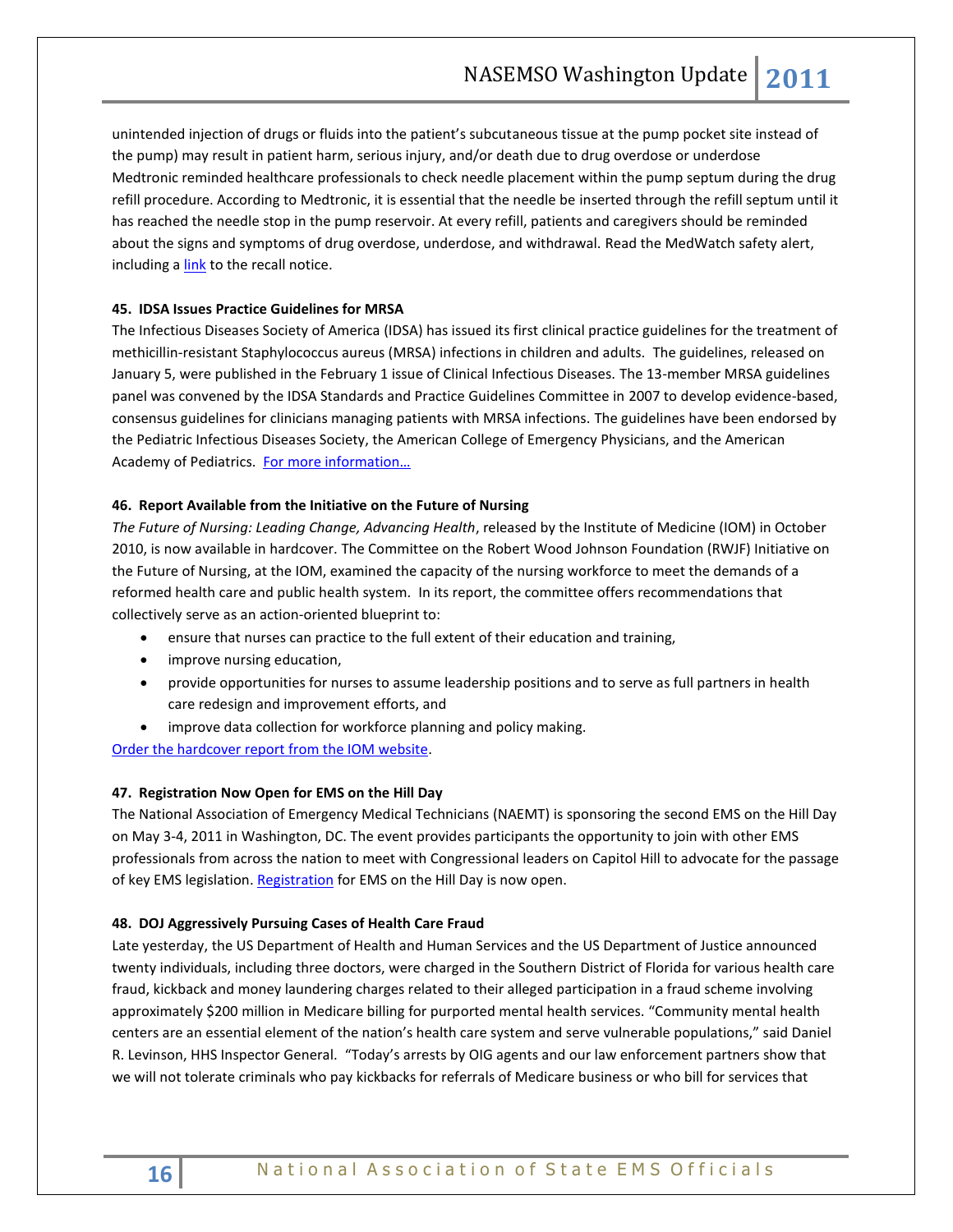unintended injection of drugs or fluids into the patient's subcutaneous tissue at the pump pocket site instead of the pump) may result in patient harm, serious injury, and/or death due to drug overdose or underdose Medtronic reminded healthcare professionals to check needle placement within the pump septum during the drug refill procedure. According to Medtronic, it is essential that the needle be inserted through the refill septum until it has reached the needle stop in the pump reservoir. At every refill, patients and caregivers should be reminded about the signs and symptoms of drug overdose, underdose, and withdrawal. Read the MedWatch safety alert, including a link to the recall notice.

**45. IDSA Issues Practice Guidelines for MRSA**

The Infectious Diseases Society of America (IDSA) has issued its first clinical practice guidelines for the treatment of methicillin-resistant Staphylococcus aureus (MRSA) infections in children and adults. The guidelines, released on January 5, were published in the February 1 issue of Clinical Infectious Diseases. The 13-member MRSA guidelines panel was convened by the IDSA Standards and Practice Guidelines Committee in 2007 to develop evidence-based, consensus guidelines for clinicians managing patients with MRSA infections. The guidelines have been endorsed by the Pediatric Infectious Diseases Society, the American College of Emergency Physicians, and the American Academy of Pediatrics. For more information…

**46. Report Available from the Initiative on the Future of Nursing**

*The Future of Nursing: Leading Change, Advancing Health*, released by the Institute of Medicine (IOM) in October 2010, is now available in hardcover. The Committee on the Robert Wood Johnson Foundation (RWJF) Initiative on the Future of Nursing, at the IOM, examined the capacity of the nursing workforce to meet the demands of a reformed health care and public health system. In its report, the committee offers recommendations that collectively serve as an action-oriented blueprint to:

- ensure that nurses can practice to the full extent of their education and training,
- improve nursing education,
- provide opportunities for nurses to assume leadership positions and to serve as full partners in health care redesign and improvement efforts, and
- improve data collection for workforce planning and policy making.

Order the hardcover report from the IOM website.

**47. Registration Now Open for EMS on the Hill Day**

The National Association of Emergency Medical Technicians (NAEMT) is sponsoring the second EMS on the Hill Day on May 3-4, 2011 in Washington, DC. The event provides participants the opportunity to join with other EMS professionals from across the nation to meet with Congressional leaders on Capitol Hill to advocate for the passage of key EMS legislation. Registration for EMS on the Hill Day is now open.

**48. DOJ Aggressively Pursuing Cases of Health Care Fraud**

Late yesterday, the US Department of Health and Human Services and the US Department of Justice announced twenty individuals, including three doctors, were charged in the Southern District of Florida for various health care fraud, kickback and money laundering charges related to their alleged participation in a fraud scheme involving approximately $200 million in Medicare billing for purported mental health services. "Community mental health centers are an essential element of the nation's health care system and serve vulnerable populations," said Daniel R. Levinson, HHS Inspector General. "Today's arrests by OIG agents and our law enforcement partners show that we will not tolerate criminals who pay kickbacks for referrals of Medicare business or who bill for services that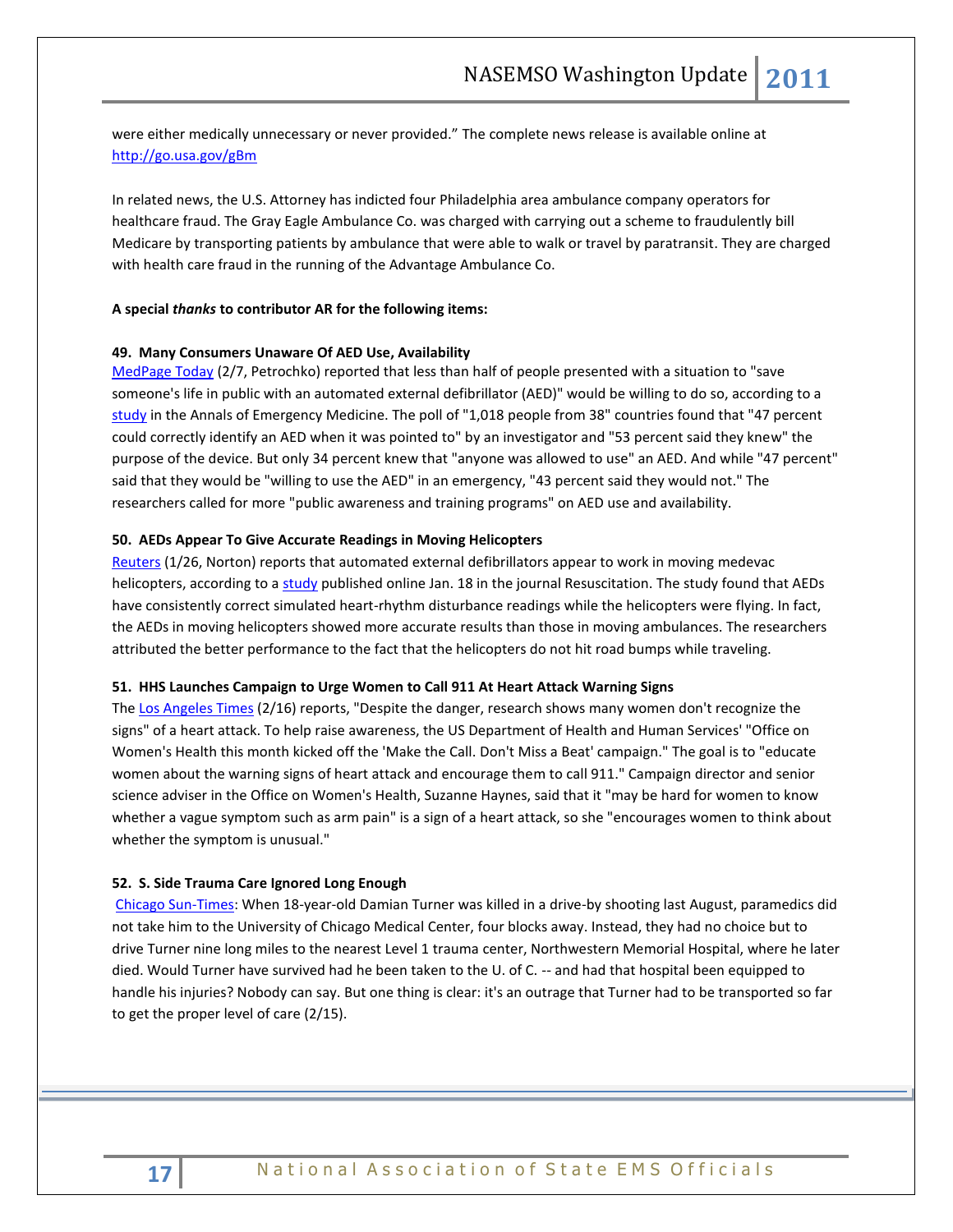were either medically unnecessary or never provided." The complete news release is available online at http://go.usa.gov/gBm

In related news, the U.S. Attorney has indicted four Philadelphia area ambulance company operators for healthcare fraud. The Gray Eagle Ambulance Co. was charged with carrying out a scheme to fraudulently bill Medicare by transporting patients by ambulance that were able to walk or travel by paratransit. They are charged with health care fraud in the running of the Advantage Ambulance Co.

**A special *thanks* to contributor AR for the following items:**

**49. Many Consumers Unaware Of AED Use, Availability**

MedPage Today (2/7, Petrochko) reported that less than half of people presented with a situation to "save someone's life in public with an automated external defibrillator (AED)" would be willing to do so, according to a study in the Annals of Emergency Medicine. The poll of "1,018 people from 38" countries found that "47 percent could correctly identify an AED when it was pointed to" by an investigator and "53 percent said they knew" the purpose of the device. But only 34 percent knew that "anyone was allowed to use" an AED. And while "47 percent" said that they would be "willing to use the AED" in an emergency, "43 percent said they would not." The researchers called for more "public awareness and training programs" on AED use and availability.

**50. AEDs Appear To Give Accurate Readings in Moving Helicopters**

Reuters (1/26, Norton) reports that automated external defibrillators appear to work in moving medevac helicopters, according to a study published online Jan. 18 in the journal Resuscitation. The study found that AEDs have consistently correct simulated heart-rhythm disturbance readings while the helicopters were flying. In fact, the AEDs in moving helicopters showed more accurate results than those in moving ambulances. The researchers attributed the better performance to the fact that the helicopters do not hit road bumps while traveling.

**51. HHS Launches Campaign to Urge Women to Call 911 At Heart Attack Warning Signs**

The Los Angeles Times (2/16) reports, "Despite the danger, research shows many women don't recognize the signs" of a heart attack. To help raise awareness, the US Department of Health and Human Services' "Office on Women's Health this month kicked off the 'Make the Call. Don't Miss a Beat' campaign." The goal is to "educate women about the warning signs of heart attack and encourage them to call 911." Campaign director and senior science adviser in the Office on Women's Health, Suzanne Haynes, said that it "may be hard for women to know whether a vague symptom such as arm pain" is a sign of a heart attack, so she "encourages women to think about whether the symptom is unusual."

**52. S. Side Trauma Care Ignored Long Enough**

Chicago Sun-Times: When 18-year-old Damian Turner was killed in a drive-by shooting last August, paramedics did not take him to the University of Chicago Medical Center, four blocks away. Instead, they had no choice but to drive Turner nine long miles to the nearest Level 1 trauma center, Northwestern Memorial Hospital, where he later died. Would Turner have survived had he been taken to the U. of C. -- and had that hospital been equipped to handle his injuries? Nobody can say. But one thing is clear: it's an outrage that Turner had to be transported so far to get the proper level of care (2/15).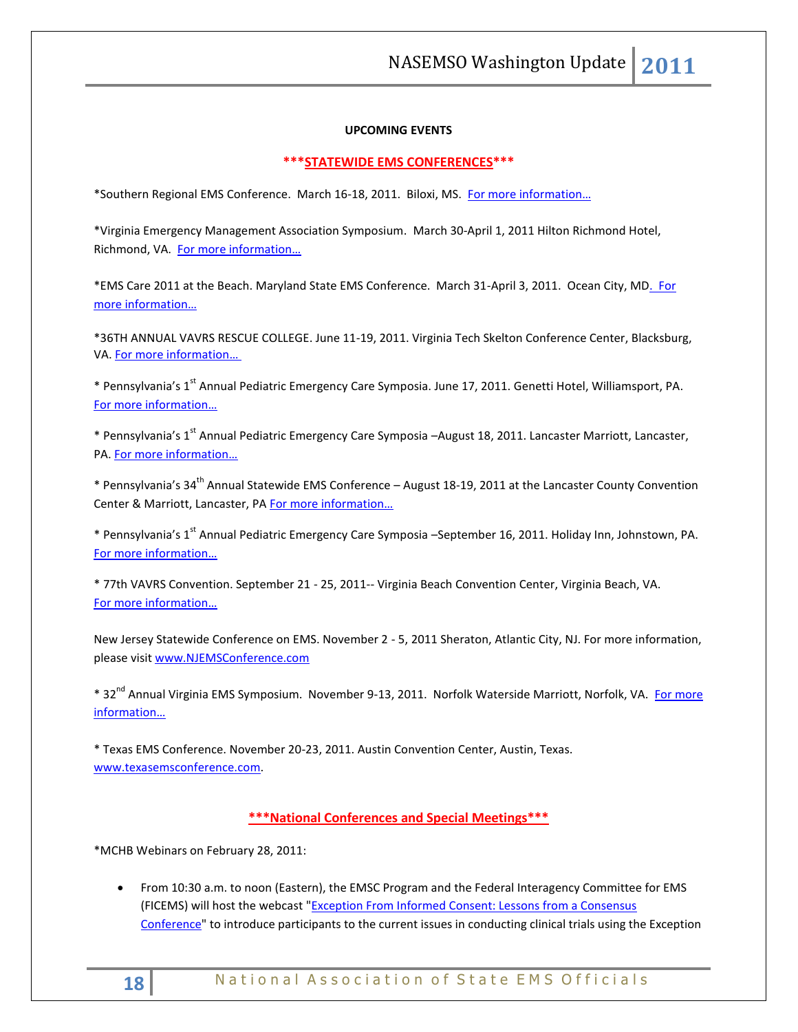**UPCOMING EVENTS**

***STATEWIDE EMS CONFERENCES***

*Southern Regional EMS Conference. March 16-18, 2011. Biloxi, MS. For more information…

*Virginia Emergency Management Association Symposium. March 30-April 1, 2011 Hilton Richmond Hotel, Richmond, VA. For more information…

*EMS Care 2011 at the Beach. Maryland State EMS Conference. March 31-April 3, 2011. Ocean City, MD. For more information…

*36TH ANNUAL VAVRS RESCUE COLLEGE. June 11-19, 2011. Virginia Tech Skelton Conference Center, Blacksburg, VA. For more information…

* Pennsylvania's 1st Annual Pediatric Emergency Care Symposia. June 17, 2011. Genetti Hotel, Williamsport, PA. For more information…

* Pennsylvania's 1st Annual Pediatric Emergency Care Symposia –August 18, 2011. Lancaster Marriott, Lancaster, PA. For more information…

* Pennsylvania's 34th Annual Statewide EMS Conference – August 18-19, 2011 at the Lancaster County Convention Center & Marriott, Lancaster, PA For more information…

* Pennsylvania's 1st Annual Pediatric Emergency Care Symposia –September 16, 2011. Holiday Inn, Johnstown, PA. For more information…

* 77th VAVRS Convention. September 21 - 25, 2011-- Virginia Beach Convention Center, Virginia Beach, VA. For more information…

New Jersey Statewide Conference on EMS. November 2 - 5, 2011 Sheraton, Atlantic City, NJ. For more information, please visit www.NJEMSConference.com

* 32nd Annual Virginia EMS Symposium. November 9-13, 2011. Norfolk Waterside Marriott, Norfolk, VA. For more information…

* Texas EMS Conference. November 20-23, 2011. Austin Convention Center, Austin, Texas. www.texasemsconference.com.

***National Conferences and Special Meetings***

*MCHB Webinars on February 28, 2011:

- From 10:30 a.m. to noon (Eastern), the EMSC Program and the Federal Interagency Committee for EMS (FICEMS) will host the webcast "Exception From Informed Consent: Lessons from a Consensus Conference" to introduce participants to the current issues in conducting clinical trials using the Exception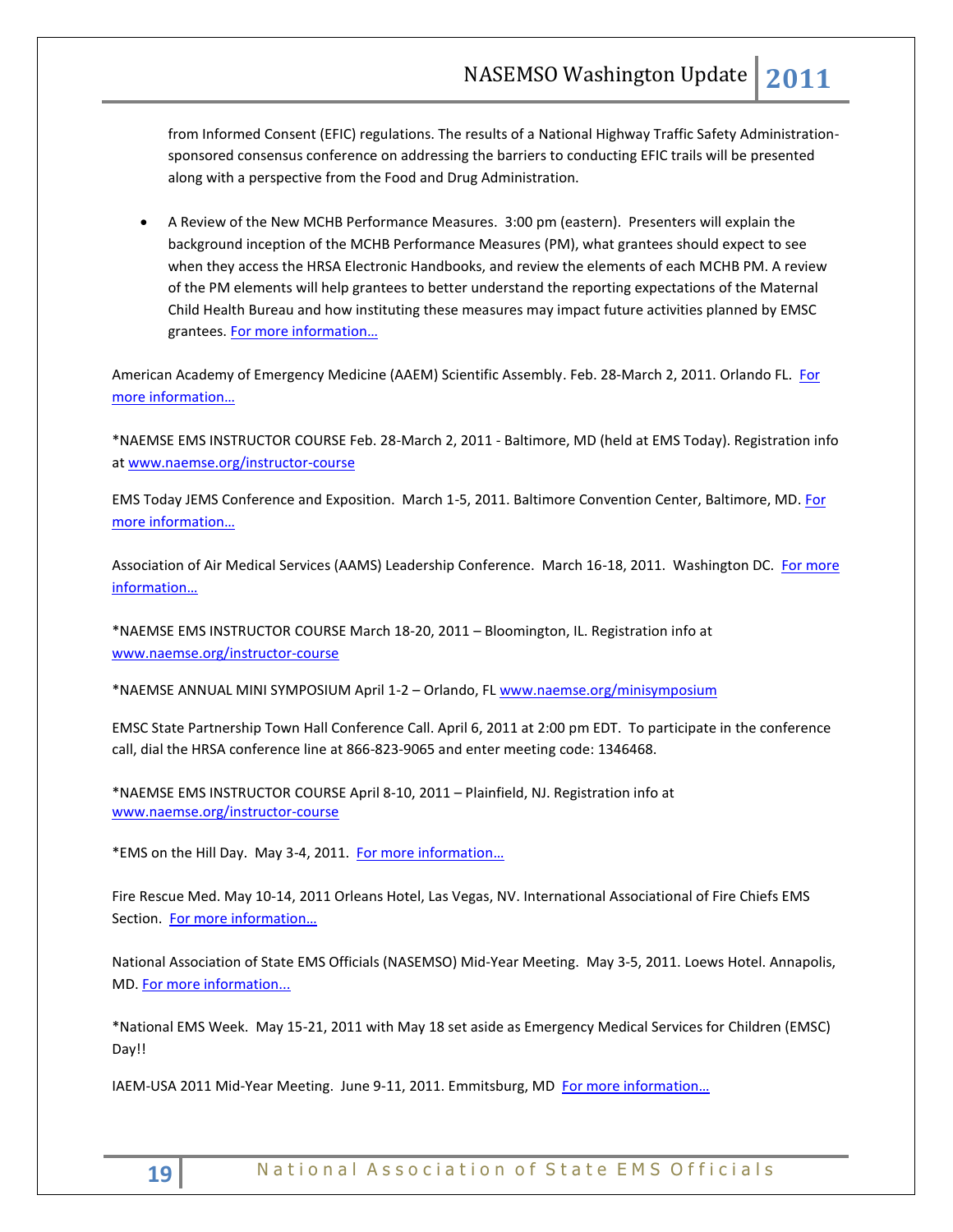from Informed Consent (EFIC) regulations. The results of a National Highway Traffic Safety Administration-sponsored consensus conference on addressing the barriers to conducting EFIC trails will be presented along with a perspective from the Food and Drug Administration.

- A Review of the New MCHB Performance Measures. 3:00 pm (eastern). Presenters will explain the background inception of the MCHB Performance Measures (PM), what grantees should expect to see when they access the HRSA Electronic Handbooks, and review the elements of each MCHB PM. A review of the PM elements will help grantees to better understand the reporting expectations of the Maternal Child Health Bureau and how instituting these measures may impact future activities planned by EMSC grantees. For more information…

American Academy of Emergency Medicine (AAEM) Scientific Assembly. Feb. 28-March 2, 2011. Orlando FL. For more information…

*NAEMSE EMS INSTRUCTOR COURSE Feb. 28-March 2, 2011 - Baltimore, MD (held at EMS Today). Registration info at www.naemse.org/instructor-course

EMS Today JEMS Conference and Exposition. March 1-5, 2011. Baltimore Convention Center, Baltimore, MD. For more information…

Association of Air Medical Services (AAMS) Leadership Conference. March 16-18, 2011. Washington DC. For more information…

*NAEMSE EMS INSTRUCTOR COURSE March 18-20, 2011 – Bloomington, IL. Registration info at www.naemse.org/instructor-course

*NAEMSE ANNUAL MINI SYMPOSIUM April 1-2 – Orlando, FL www.naemse.org/minisymposium

EMSC State Partnership Town Hall Conference Call. April 6, 2011 at 2:00 pm EDT. To participate in the conference call, dial the HRSA conference line at 866-823-9065 and enter meeting code: 1346468.

*NAEMSE EMS INSTRUCTOR COURSE April 8-10, 2011 – Plainfield, NJ. Registration info at www.naemse.org/instructor-course

*EMS on the Hill Day. May 3-4, 2011. For more information…

Fire Rescue Med. May 10-14, 2011 Orleans Hotel, Las Vegas, NV. International Associational of Fire Chiefs EMS Section. For more information…

National Association of State EMS Officials (NASEMSO) Mid-Year Meeting. May 3-5, 2011. Loews Hotel. Annapolis, MD. For more information...

*National EMS Week. May 15-21, 2011 with May 18 set aside as Emergency Medical Services for Children (EMSC) Day!!

IAEM-USA 2011 Mid-Year Meeting. June 9-11, 2011. Emmitsburg, MD For more information…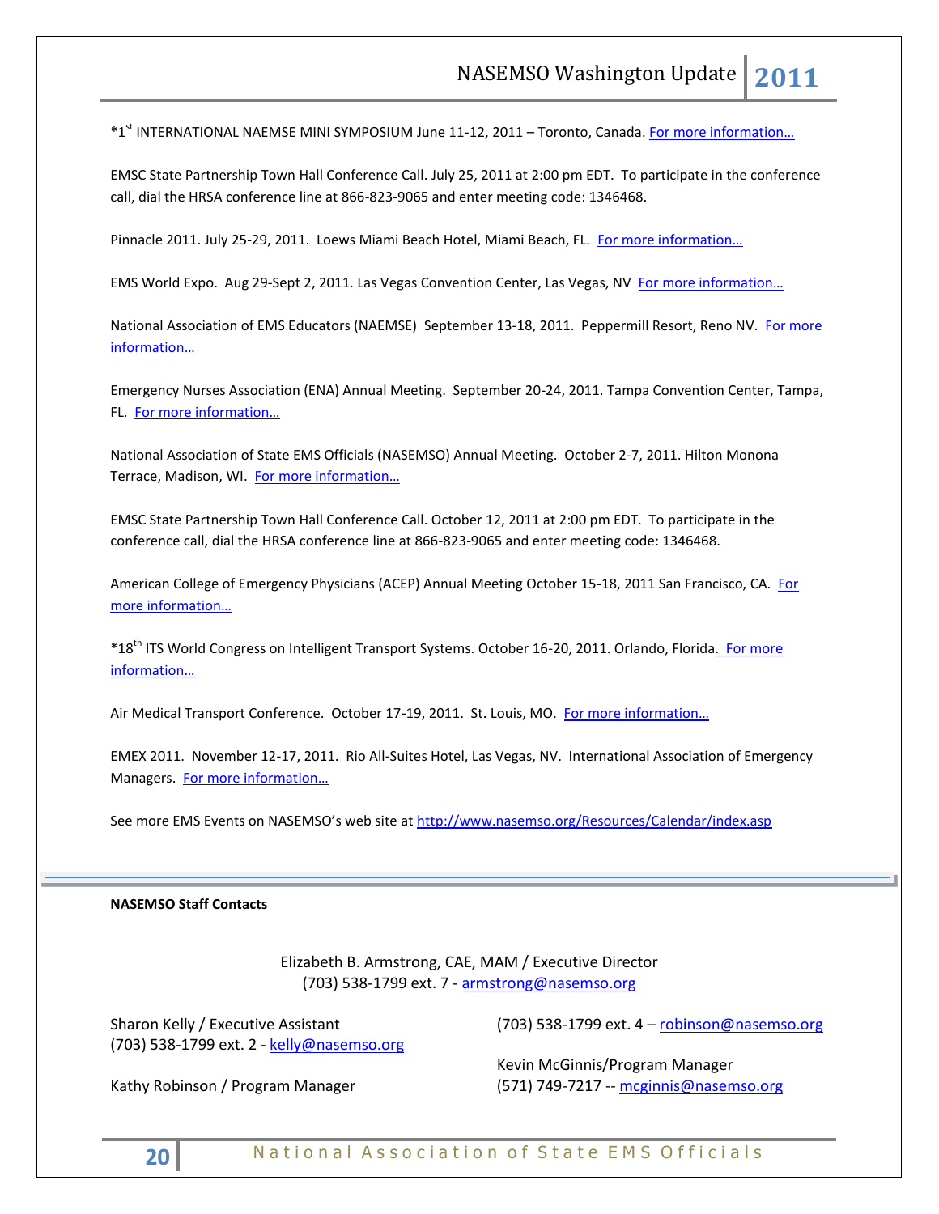*1st INTERNATIONAL NAEMSE MINI SYMPOSIUM June 11-12, 2011 – Toronto, Canada. For more information…

EMSC State Partnership Town Hall Conference Call. July 25, 2011 at 2:00 pm EDT. To participate in the conference call, dial the HRSA conference line at 866-823-9065 and enter meeting code: 1346468.

Pinnacle 2011. July 25-29, 2011. Loews Miami Beach Hotel, Miami Beach, FL. For more information…

EMS World Expo. Aug 29-Sept 2, 2011. Las Vegas Convention Center, Las Vegas, NV For more information…

National Association of EMS Educators (NAEMSE) September 13-18, 2011. Peppermill Resort, Reno NV. For more information…

Emergency Nurses Association (ENA) Annual Meeting. September 20-24, 2011. Tampa Convention Center, Tampa, FL. For more information…

National Association of State EMS Officials (NASEMSO) Annual Meeting. October 2-7, 2011. Hilton Monona Terrace, Madison, WI. For more information…

EMSC State Partnership Town Hall Conference Call. October 12, 2011 at 2:00 pm EDT. To participate in the conference call, dial the HRSA conference line at 866-823-9065 and enter meeting code: 1346468.

American College of Emergency Physicians (ACEP) Annual Meeting October 15-18, 2011 San Francisco, CA. For more information…

*18th ITS World Congress on Intelligent Transport Systems. October 16-20, 2011. Orlando, Florida. For more information…

Air Medical Transport Conference. October 17-19, 2011. St. Louis, MO. For more information…

EMEX 2011. November 12-17, 2011. Rio All-Suites Hotel, Las Vegas, NV. International Association of Emergency Managers. For more information…

See more EMS Events on NASEMSO's web site at http://www.nasemso.org/Resources/Calendar/index.asp

---

**NASEMSO Staff Contacts**

Elizabeth B. Armstrong, CAE, MAM / Executive Director
(703) 538-1799 ext. 7 - armstrong@nasemso.org

Sharon Kelly / Executive Assistant
(703) 538-1799 ext. 2 - kelly@nasemso.org

Kathy Robinson / Program Manager
(703) 538-1799 ext. 4 – robinson@nasemso.org

Kevin McGinnis/Program Manager
(571) 749-7217 -- mcginnis@nasemso.org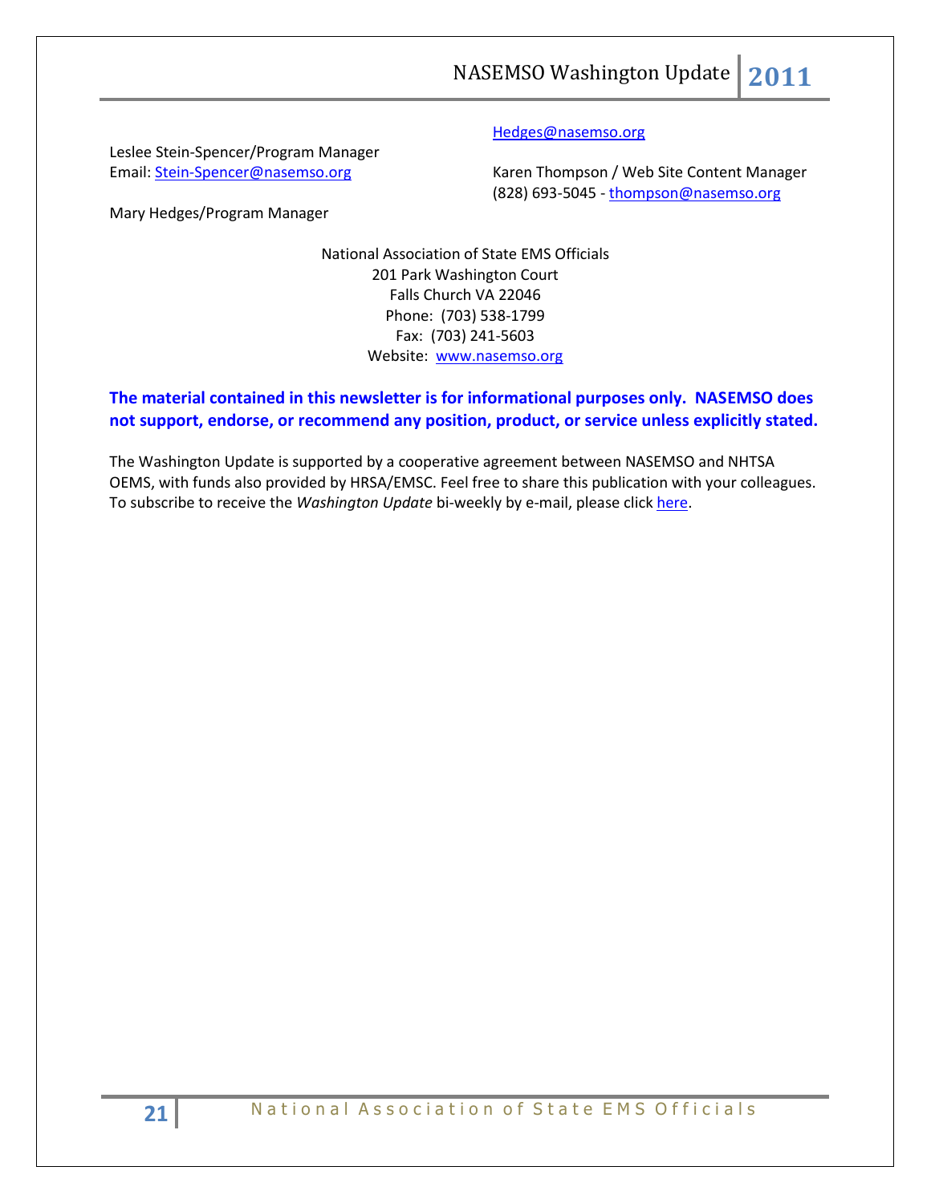Leslee Stein-Spencer/Program Manager
Email: Stein-Spencer@nasemso.org

Mary Hedges/Program Manager
Hedges@nasemso.org

Karen Thompson / Web Site Content Manager
(828) 693-5045 - thompson@nasemso.org

National Association of State EMS Officials
201 Park Washington Court
Falls Church VA 22046
Phone: (703) 538-1799
Fax: (703) 241-5603
Website: www.nasemso.org

**The material contained in this newsletter is for informational purposes only. NASEMSO does not support, endorse, or recommend any position, product, or service unless explicitly stated.**

The Washington Update is supported by a cooperative agreement between NASEMSO and NHTSA OEMS, with funds also provided by HRSA/EMSC. Feel free to share this publication with your colleagues. To subscribe to receive the *Washington Update* bi-weekly by e-mail, please click here.